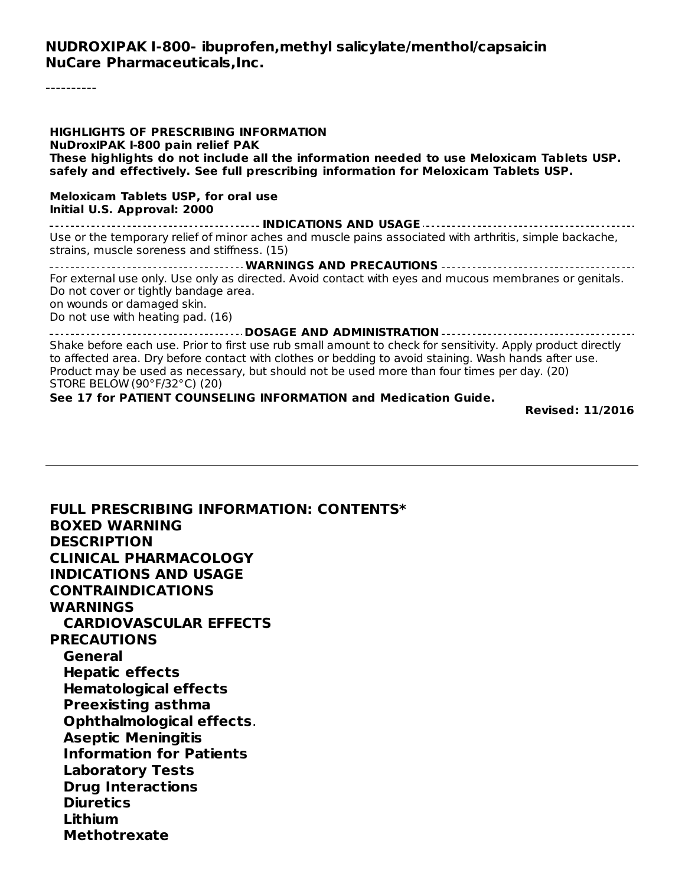**NUDROXIPAK I-800- ibuprofen,methyl salicylate/menthol/capsaicin**
**NuCare Pharmaceuticals,Inc.**

----------

**HIGHLIGHTS OF PRESCRIBING INFORMATION**
**NuDroxIPAK I-800 pain relief PAK**
**These highlights do not include all the information needed to use Meloxicam Tablets USP. safely and effectively. See full prescribing information for Meloxicam Tablets USP.**

**Meloxicam Tablets USP, for oral use**
**Initial U.S. Approval: 2000**

**INDICATIONS AND USAGE**

Use or the temporary relief of minor aches and muscle pains associated with arthritis, simple backache, strains, muscle soreness and stiffness. (15)

**WARNINGS AND PRECAUTIONS**

For external use only. Use only as directed. Avoid contact with eyes and mucous membranes or genitals.
Do not cover or tightly bandage area.
on wounds or damaged skin.
Do not use with heating pad. (16)

**DOSAGE AND ADMINISTRATION**

Shake before each use. Prior to first use rub small amount to check for sensitivity. Apply product directly to affected area. Dry before contact with clothes or bedding to avoid staining. Wash hands after use. Product may be used as necessary, but should not be used more than four times per day. (20)
STORE BELOW (90°F/32°C) (20)

**See 17 for PATIENT COUNSELING INFORMATION and Medication Guide.**

**Revised: 11/2016**

---

**FULL PRESCRIBING INFORMATION: CONTENTS***

**BOXED WARNING**
**DESCRIPTION**
**CLINICAL PHARMACOLOGY**
**INDICATIONS AND USAGE**
**CONTRAINDICATIONS**
**WARNINGS**
- **CARDIOVASCULAR EFFECTS**

**PRECAUTIONS**
- **General**
- **Hepatic effects**
- **Hematological effects**
- **Preexisting asthma**
- **Ophthalmological effects**.
- **Aseptic Meningitis**
- **Information for Patients**
- **Laboratory Tests**
- **Drug Interactions**
- **Diuretics**
- **Lithium**
- **Methotrexate**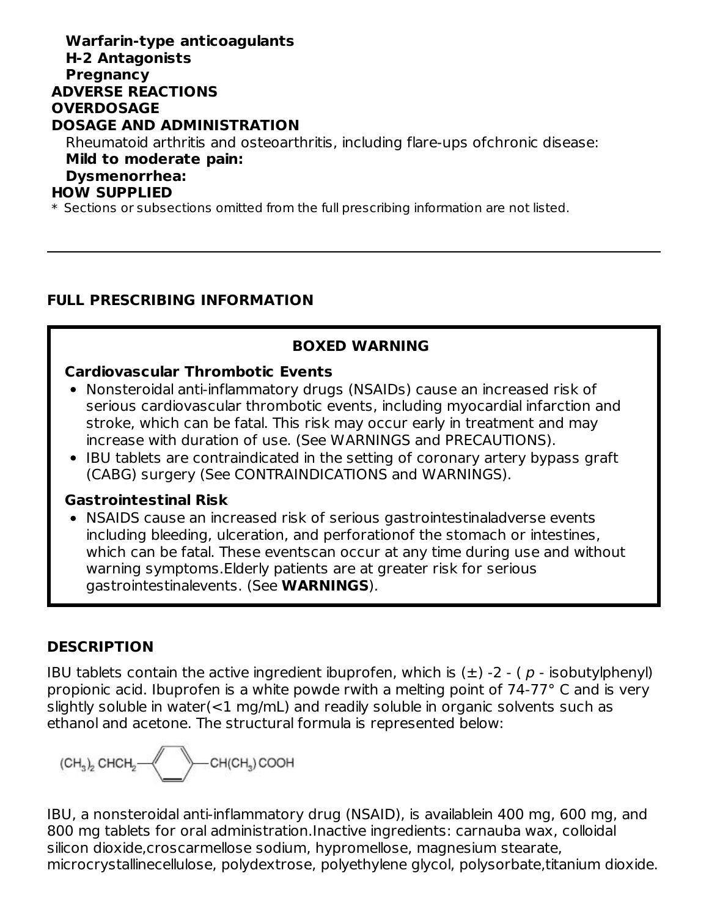**Warfarin-type anticoagulants**

**H-2 Antagonists**

**Pregnancy**

**ADVERSE REACTIONS**

**OVERDOSAGE**

**DOSAGE AND ADMINISTRATION**

Rheumatoid arthritis and osteoarthritis, including flare-ups ofchronic disease:

**Mild to moderate pain:**

**Dysmenorrhea:**

**HOW SUPPLIED**

\* Sections or subsections omitted from the full prescribing information are not listed.

---

## FULL PRESCRIBING INFORMATION

### BOXED WARNING

**Cardiovascular Thrombotic Events**

- Nonsteroidal anti-inflammatory drugs (NSAIDs) cause an increased risk of serious cardiovascular thrombotic events, including myocardial infarction and stroke, which can be fatal. This risk may occur early in treatment and may increase with duration of use. (See WARNINGS and PRECAUTIONS).
- IBU tablets are contraindicated in the setting of coronary artery bypass graft (CABG) surgery (See CONTRAINDICATIONS and WARNINGS).

**Gastrointestinal Risk**

- NSAIDS cause an increased risk of serious gastrointestinaladverse events including bleeding, ulceration, and perforationof the stomach or intestines, which can be fatal. These eventscan occur at any time during use and without warning symptoms.Elderly patients are at greater risk for serious gastrointestinalevents. (See **WARNINGS**).

## DESCRIPTION

IBU tablets contain the active ingredient ibuprofen, which is (±) -2 - ( *p* - isobutylphenyl) propionic acid. Ibuprofen is a white powde rwith a melting point of 74-77° C and is very slightly soluble in water(<1 mg/mL) and readily soluble in organic solvents such as ethanol and acetone. The structural formula is represented below:

$$(CH_3)_2\,CHCH_2 - C_6H_4 - CH(CH_3)\,COOH$$

IBU, a nonsteroidal anti-inflammatory drug (NSAID), is availablein 400 mg, 600 mg, and 800 mg tablets for oral administration.Inactive ingredients: carnauba wax, colloidal silicon dioxide,croscarmellose sodium, hypromellose, magnesium stearate, microcrystallinecellulose, polydextrose, polyethylene glycol, polysorbate,titanium dioxide.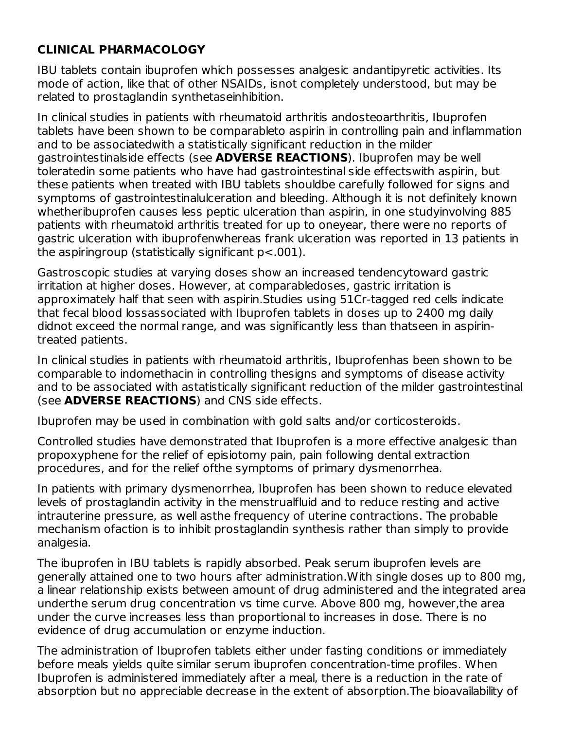## CLINICAL PHARMACOLOGY

IBU tablets contain ibuprofen which possesses analgesic andantipyretic activities. Its mode of action, like that of other NSAIDs, isnot completely understood, but may be related to prostaglandin synthetaseinhibition.

In clinical studies in patients with rheumatoid arthritis andosteoarthritis, Ibuprofen tablets have been shown to be comparableto aspirin in controlling pain and inflammation and to be associatedwith a statistically significant reduction in the milder gastrointestinalside effects (see **ADVERSE REACTIONS**). Ibuprofen may be well toleratedin some patients who have had gastrointestinal side effectswith aspirin, but these patients when treated with IBU tablets shouldbe carefully followed for signs and symptoms of gastrointestinalulceration and bleeding. Although it is not definitely known whetheribuprofen causes less peptic ulceration than aspirin, in one studyinvolving 885 patients with rheumatoid arthritis treated for up to oneyear, there were no reports of gastric ulceration with ibuprofenwhereas frank ulceration was reported in 13 patients in the aspiringroup (statistically significant $p<.001$).

Gastroscopic studies at varying doses show an increased tendencytoward gastric irritation at higher doses. However, at comparabledoses, gastric irritation is approximately half that seen with aspirin.Studies using 51Cr-tagged red cells indicate that fecal blood lossassociated with Ibuprofen tablets in doses up to 2400 mg daily didnot exceed the normal range, and was significantly less than thatseen in aspirin-treated patients.

In clinical studies in patients with rheumatoid arthritis, Ibuprofenhas been shown to be comparable to indomethacin in controlling thesigns and symptoms of disease activity and to be associated with astatistically significant reduction of the milder gastrointestinal (see **ADVERSE REACTIONS**) and CNS side effects.

Ibuprofen may be used in combination with gold salts and/or corticosteroids.

Controlled studies have demonstrated that Ibuprofen is a more effective analgesic than propoxyphene for the relief of episiotomy pain, pain following dental extraction procedures, and for the relief ofthe symptoms of primary dysmenorrhea.

In patients with primary dysmenorrhea, Ibuprofen has been shown to reduce elevated levels of prostaglandin activity in the menstrualfluid and to reduce resting and active intrauterine pressure, as well asthe frequency of uterine contractions. The probable mechanism ofaction is to inhibit prostaglandin synthesis rather than simply to provide analgesia.

The ibuprofen in IBU tablets is rapidly absorbed. Peak serum ibuprofen levels are generally attained one to two hours after administration.With single doses up to 800 mg, a linear relationship exists between amount of drug administered and the integrated area underthe serum drug concentration vs time curve. Above 800 mg, however,the area under the curve increases less than proportional to increases in dose. There is no evidence of drug accumulation or enzyme induction.

The administration of Ibuprofen tablets either under fasting conditions or immediately before meals yields quite similar serum ibuprofen concentration-time profiles. When Ibuprofen is administered immediately after a meal, there is a reduction in the rate of absorption but no appreciable decrease in the extent of absorption.The bioavailability of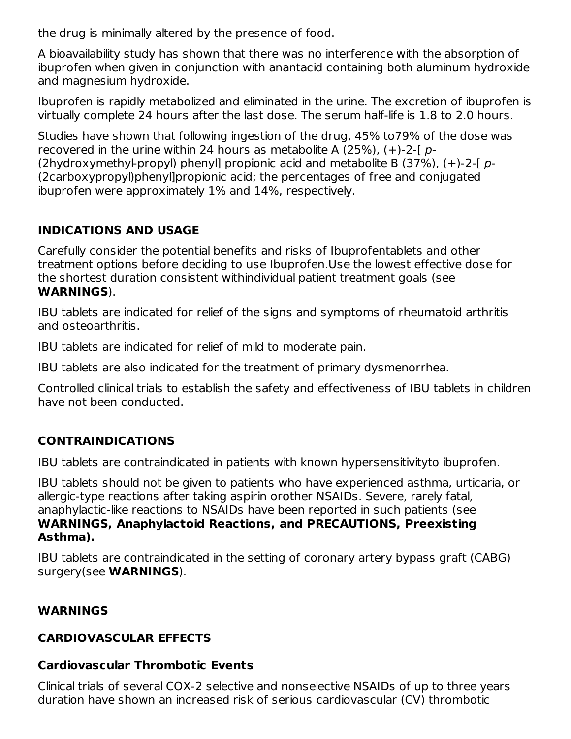the drug is minimally altered by the presence of food.

A bioavailability study has shown that there was no interference with the absorption of ibuprofen when given in conjunction with anantacid containing both aluminum hydroxide and magnesium hydroxide.

Ibuprofen is rapidly metabolized and eliminated in the urine. The excretion of ibuprofen is virtually complete 24 hours after the last dose. The serum half-life is 1.8 to 2.0 hours.

Studies have shown that following ingestion of the drug, 45% to79% of the dose was recovered in the urine within 24 hours as metabolite A (25%), (+)-2-[ *p*-(2hydroxymethyl-propyl) phenyl] propionic acid and metabolite B (37%), (+)-2-[ *p*-(2carboxypropyl)phenyl]propionic acid; the percentages of free and conjugated ibuprofen were approximately 1% and 14%, respectively.

## INDICATIONS AND USAGE

Carefully consider the potential benefits and risks of Ibuprofentablets and other treatment options before deciding to use Ibuprofen.Use the lowest effective dose for the shortest duration consistent withindividual patient treatment goals (see **WARNINGS**).

IBU tablets are indicated for relief of the signs and symptoms of rheumatoid arthritis and osteoarthritis.

IBU tablets are indicated for relief of mild to moderate pain.

IBU tablets are also indicated for the treatment of primary dysmenorrhea.

Controlled clinical trials to establish the safety and effectiveness of IBU tablets in children have not been conducted.

## CONTRAINDICATIONS

IBU tablets are contraindicated in patients with known hypersensitivityto ibuprofen.

IBU tablets should not be given to patients who have experienced asthma, urticaria, or allergic-type reactions after taking aspirin orother NSAIDs. Severe, rarely fatal, anaphylactic-like reactions to NSAIDs have been reported in such patients (see **WARNINGS, Anaphylactoid Reactions, and PRECAUTIONS, Preexisting Asthma).**

IBU tablets are contraindicated in the setting of coronary artery bypass graft (CABG) surgery(see **WARNINGS**).

## WARNINGS

### CARDIOVASCULAR EFFECTS

### Cardiovascular Thrombotic Events

Clinical trials of several COX-2 selective and nonselective NSAIDs of up to three years duration have shown an increased risk of serious cardiovascular (CV) thrombotic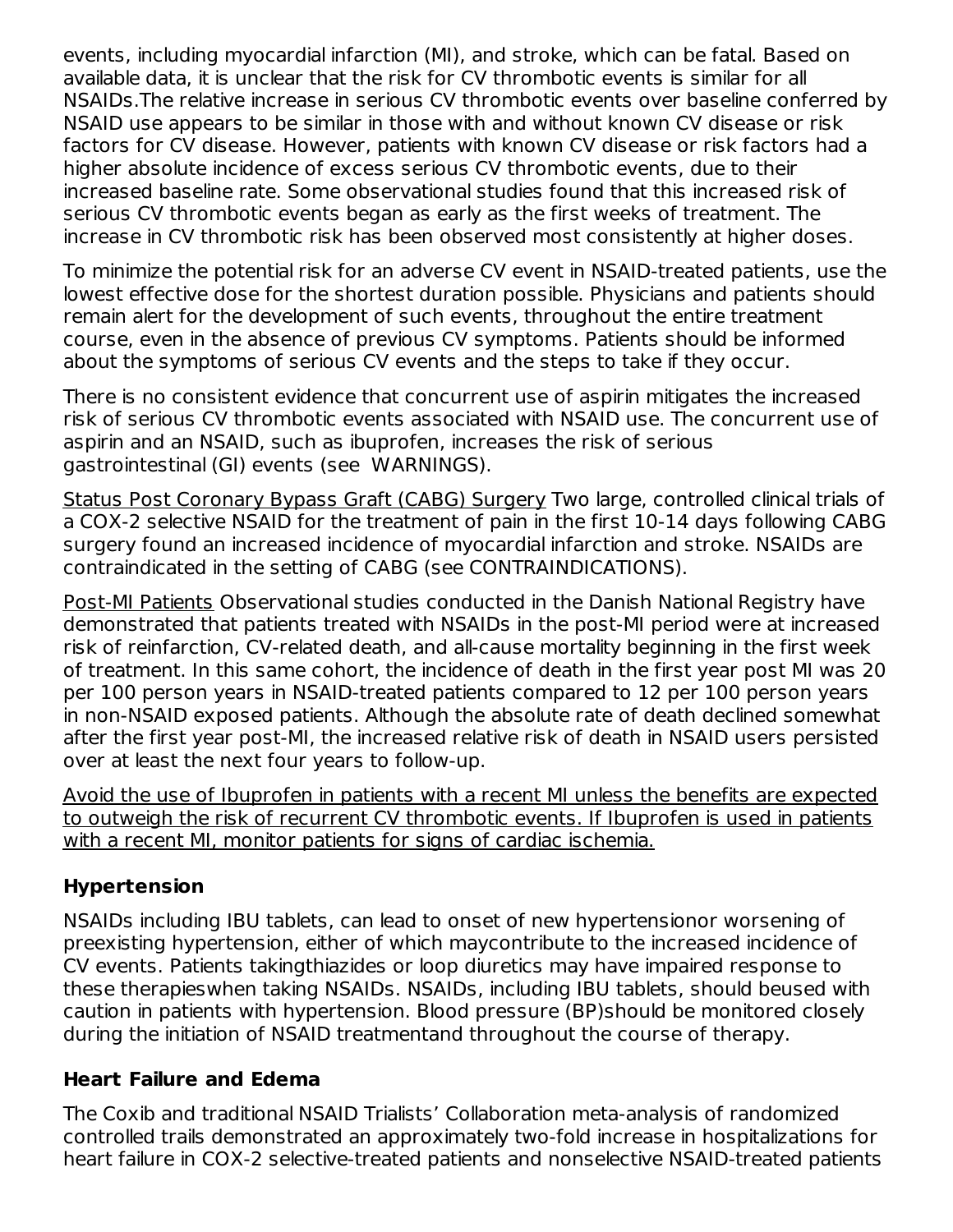events, including myocardial infarction (MI), and stroke, which can be fatal. Based on available data, it is unclear that the risk for CV thrombotic events is similar for all NSAIDs.The relative increase in serious CV thrombotic events over baseline conferred by NSAID use appears to be similar in those with and without known CV disease or risk factors for CV disease. However, patients with known CV disease or risk factors had a higher absolute incidence of excess serious CV thrombotic events, due to their increased baseline rate. Some observational studies found that this increased risk of serious CV thrombotic events began as early as the first weeks of treatment. The increase in CV thrombotic risk has been observed most consistently at higher doses.

To minimize the potential risk for an adverse CV event in NSAID-treated patients, use the lowest effective dose for the shortest duration possible. Physicians and patients should remain alert for the development of such events, throughout the entire treatment course, even in the absence of previous CV symptoms. Patients should be informed about the symptoms of serious CV events and the steps to take if they occur.

There is no consistent evidence that concurrent use of aspirin mitigates the increased risk of serious CV thrombotic events associated with NSAID use. The concurrent use of aspirin and an NSAID, such as ibuprofen, increases the risk of serious gastrointestinal (GI) events (see WARNINGS).

<u>Status Post Coronary Bypass Graft (CABG) Surgery</u> Two large, controlled clinical trials of a COX-2 selective NSAID for the treatment of pain in the first 10-14 days following CABG surgery found an increased incidence of myocardial infarction and stroke. NSAIDs are contraindicated in the setting of CABG (see CONTRAINDICATIONS).

<u>Post-MI Patients</u> Observational studies conducted in the Danish National Registry have demonstrated that patients treated with NSAIDs in the post-MI period were at increased risk of reinfarction, CV-related death, and all-cause mortality beginning in the first week of treatment. In this same cohort, the incidence of death in the first year post MI was 20 per 100 person years in NSAID-treated patients compared to 12 per 100 person years in non-NSAID exposed patients. Although the absolute rate of death declined somewhat after the first year post-MI, the increased relative risk of death in NSAID users persisted over at least the next four years to follow-up.

<u>Avoid the use of Ibuprofen in patients with a recent MI unless the benefits are expected to outweigh the risk of recurrent CV thrombotic events. If Ibuprofen is used in patients with a recent MI, monitor patients for signs of cardiac ischemia.</u>

### Hypertension

NSAIDs including IBU tablets, can lead to onset of new hypertensionor worsening of preexisting hypertension, either of which maycontribute to the increased incidence of CV events. Patients takingthiazides or loop diuretics may have impaired response to these therapieswhen taking NSAIDs. NSAIDs, including IBU tablets, should beused with caution in patients with hypertension. Blood pressure (BP)should be monitored closely during the initiation of NSAID treatmentand throughout the course of therapy.

### Heart Failure and Edema

The Coxib and traditional NSAID Trialists' Collaboration meta-analysis of randomized controlled trails demonstrated an approximately two-fold increase in hospitalizations for heart failure in COX-2 selective-treated patients and nonselective NSAID-treated patients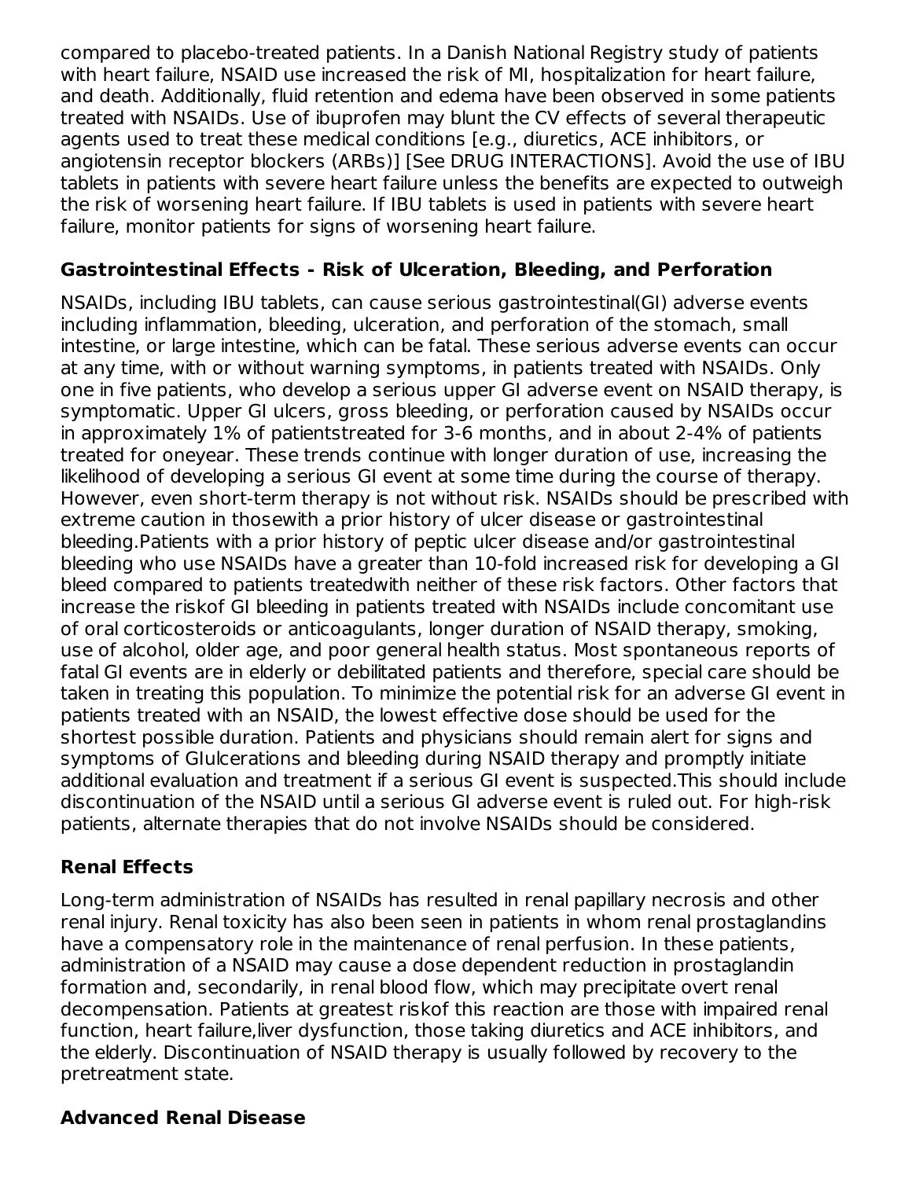compared to placebo-treated patients. In a Danish National Registry study of patients with heart failure, NSAID use increased the risk of MI, hospitalization for heart failure, and death. Additionally, fluid retention and edema have been observed in some patients treated with NSAIDs. Use of ibuprofen may blunt the CV effects of several therapeutic agents used to treat these medical conditions [e.g., diuretics, ACE inhibitors, or angiotensin receptor blockers (ARBs)] [See DRUG INTERACTIONS]. Avoid the use of IBU tablets in patients with severe heart failure unless the benefits are expected to outweigh the risk of worsening heart failure. If IBU tablets is used in patients with severe heart failure, monitor patients for signs of worsening heart failure.

### Gastrointestinal Effects - Risk of Ulceration, Bleeding, and Perforation

NSAIDs, including IBU tablets, can cause serious gastrointestinal(GI) adverse events including inflammation, bleeding, ulceration, and perforation of the stomach, small intestine, or large intestine, which can be fatal. These serious adverse events can occur at any time, with or without warning symptoms, in patients treated with NSAIDs. Only one in five patients, who develop a serious upper GI adverse event on NSAID therapy, is symptomatic. Upper GI ulcers, gross bleeding, or perforation caused by NSAIDs occur in approximately 1% of patientstreated for 3-6 months, and in about 2-4% of patients treated for oneyear. These trends continue with longer duration of use, increasing the likelihood of developing a serious GI event at some time during the course of therapy. However, even short-term therapy is not without risk. NSAIDs should be prescribed with extreme caution in thosewith a prior history of ulcer disease or gastrointestinal bleeding.Patients with a prior history of peptic ulcer disease and/or gastrointestinal bleeding who use NSAIDs have a greater than 10-fold increased risk for developing a GI bleed compared to patients treatedwith neither of these risk factors. Other factors that increase the riskof GI bleeding in patients treated with NSAIDs include concomitant use of oral corticosteroids or anticoagulants, longer duration of NSAID therapy, smoking, use of alcohol, older age, and poor general health status. Most spontaneous reports of fatal GI events are in elderly or debilitated patients and therefore, special care should be taken in treating this population. To minimize the potential risk for an adverse GI event in patients treated with an NSAID, the lowest effective dose should be used for the shortest possible duration. Patients and physicians should remain alert for signs and symptoms of GIulcerations and bleeding during NSAID therapy and promptly initiate additional evaluation and treatment if a serious GI event is suspected.This should include discontinuation of the NSAID until a serious GI adverse event is ruled out. For high-risk patients, alternate therapies that do not involve NSAIDs should be considered.

### Renal Effects

Long-term administration of NSAIDs has resulted in renal papillary necrosis and other renal injury. Renal toxicity has also been seen in patients in whom renal prostaglandins have a compensatory role in the maintenance of renal perfusion. In these patients, administration of a NSAID may cause a dose dependent reduction in prostaglandin formation and, secondarily, in renal blood flow, which may precipitate overt renal decompensation. Patients at greatest riskof this reaction are those with impaired renal function, heart failure,liver dysfunction, those taking diuretics and ACE inhibitors, and the elderly. Discontinuation of NSAID therapy is usually followed by recovery to the pretreatment state.

### Advanced Renal Disease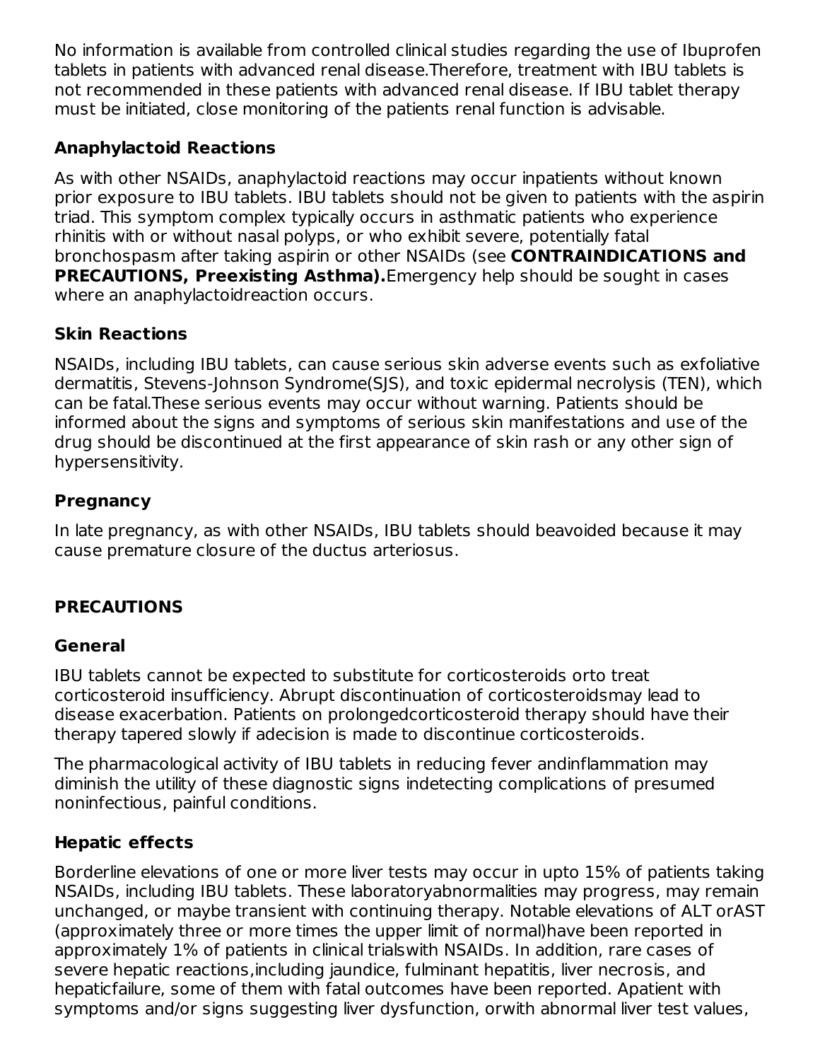No information is available from controlled clinical studies regarding the use of Ibuprofen tablets in patients with advanced renal disease.Therefore, treatment with IBU tablets is not recommended in these patients with advanced renal disease. If IBU tablet therapy must be initiated, close monitoring of the patients renal function is advisable.

### Anaphylactoid Reactions

As with other NSAIDs, anaphylactoid reactions may occur inpatients without known prior exposure to IBU tablets. IBU tablets should not be given to patients with the aspirin triad. This symptom complex typically occurs in asthmatic patients who experience rhinitis with or without nasal polyps, or who exhibit severe, potentially fatal bronchospasm after taking aspirin or other NSAIDs (see **CONTRAINDICATIONS and PRECAUTIONS, Preexisting Asthma).**Emergency help should be sought in cases where an anaphylactoidreaction occurs.

### Skin Reactions

NSAIDs, including IBU tablets, can cause serious skin adverse events such as exfoliative dermatitis, Stevens-Johnson Syndrome(SJS), and toxic epidermal necrolysis (TEN), which can be fatal.These serious events may occur without warning. Patients should be informed about the signs and symptoms of serious skin manifestations and use of the drug should be discontinued at the first appearance of skin rash or any other sign of hypersensitivity.

### Pregnancy

In late pregnancy, as with other NSAIDs, IBU tablets should beavoided because it may cause premature closure of the ductus arteriosus.

## PRECAUTIONS

### General

IBU tablets cannot be expected to substitute for corticosteroids orto treat corticosteroid insufficiency. Abrupt discontinuation of corticosteroidsmay lead to disease exacerbation. Patients on prolongedcorticosteroid therapy should have their therapy tapered slowly if adecision is made to discontinue corticosteroids.

The pharmacological activity of IBU tablets in reducing fever andinflammation may diminish the utility of these diagnostic signs indetecting complications of presumed noninfectious, painful conditions.

### Hepatic effects

Borderline elevations of one or more liver tests may occur in upto 15% of patients taking NSAIDs, including IBU tablets. These laboratoryabnormalities may progress, may remain unchanged, or maybe transient with continuing therapy. Notable elevations of ALT orAST (approximately three or more times the upper limit of normal)have been reported in approximately 1% of patients in clinical trialswith NSAIDs. In addition, rare cases of severe hepatic reactions,including jaundice, fulminant hepatitis, liver necrosis, and hepaticfailure, some of them with fatal outcomes have been reported. Apatient with symptoms and/or signs suggesting liver dysfunction, orwith abnormal liver test values,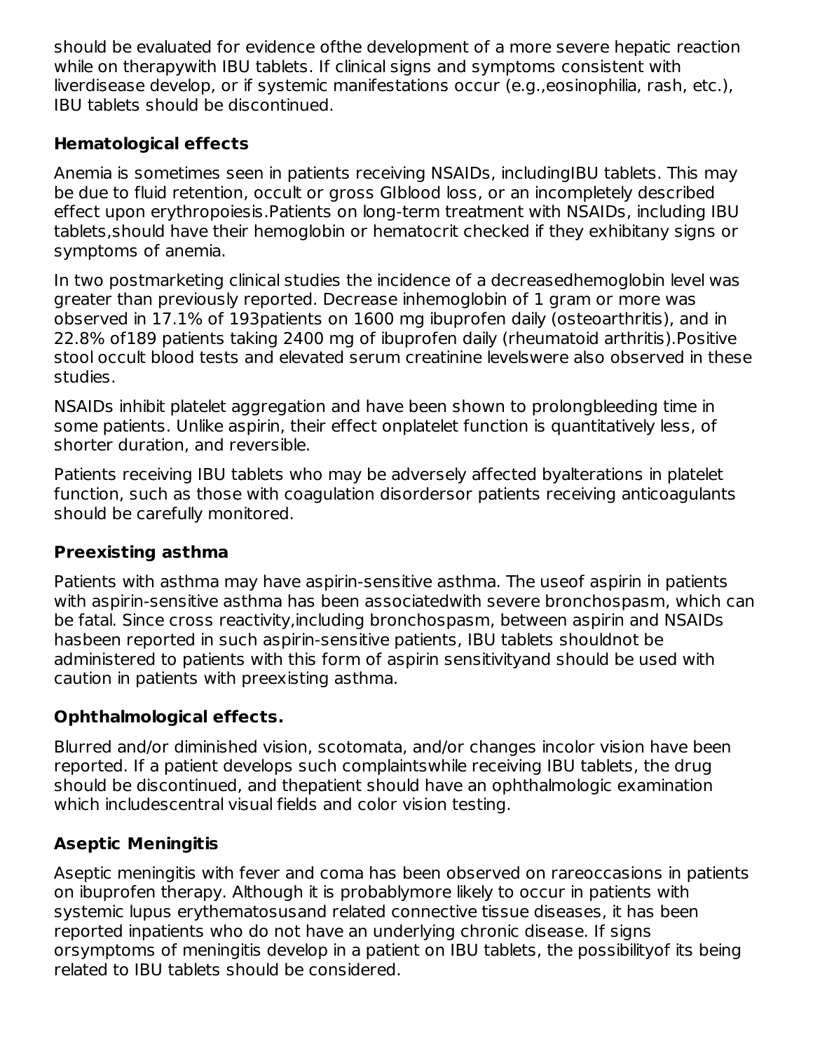should be evaluated for evidence ofthe development of a more severe hepatic reaction while on therapywith IBU tablets. If clinical signs and symptoms consistent with liverdisease develop, or if systemic manifestations occur (e.g.,eosinophilia, rash, etc.), IBU tablets should be discontinued.

### Hematological effects

Anemia is sometimes seen in patients receiving NSAIDs, includingIBU tablets. This may be due to fluid retention, occult or gross GIblood loss, or an incompletely described effect upon erythropoiesis.Patients on long-term treatment with NSAIDs, including IBU tablets,should have their hemoglobin or hematocrit checked if they exhibitany signs or symptoms of anemia.

In two postmarketing clinical studies the incidence of a decreasedhemoglobin level was greater than previously reported. Decrease inhemoglobin of 1 gram or more was observed in 17.1% of 193patients on 1600 mg ibuprofen daily (osteoarthritis), and in 22.8% of189 patients taking 2400 mg of ibuprofen daily (rheumatoid arthritis).Positive stool occult blood tests and elevated serum creatinine levelswere also observed in these studies.

NSAIDs inhibit platelet aggregation and have been shown to prolongbleeding time in some patients. Unlike aspirin, their effect onplatelet function is quantitatively less, of shorter duration, and reversible.

Patients receiving IBU tablets who may be adversely affected byalterations in platelet function, such as those with coagulation disordersor patients receiving anticoagulants should be carefully monitored.

### Preexisting asthma

Patients with asthma may have aspirin-sensitive asthma. The useof aspirin in patients with aspirin-sensitive asthma has been associatedwith severe bronchospasm, which can be fatal. Since cross reactivity,including bronchospasm, between aspirin and NSAIDs hasbeen reported in such aspirin-sensitive patients, IBU tablets shouldnot be administered to patients with this form of aspirin sensitivityand should be used with caution in patients with preexisting asthma.

### Ophthalmological effects.

Blurred and/or diminished vision, scotomata, and/or changes incolor vision have been reported. If a patient develops such complaintswhile receiving IBU tablets, the drug should be discontinued, and thepatient should have an ophthalmologic examination which includescentral visual fields and color vision testing.

### Aseptic Meningitis

Aseptic meningitis with fever and coma has been observed on rareoccasions in patients on ibuprofen therapy. Although it is probablymore likely to occur in patients with systemic lupus erythematosusand related connective tissue diseases, it has been reported inpatients who do not have an underlying chronic disease. If signs orsymptoms of meningitis develop in a patient on IBU tablets, the possibilityof its being related to IBU tablets should be considered.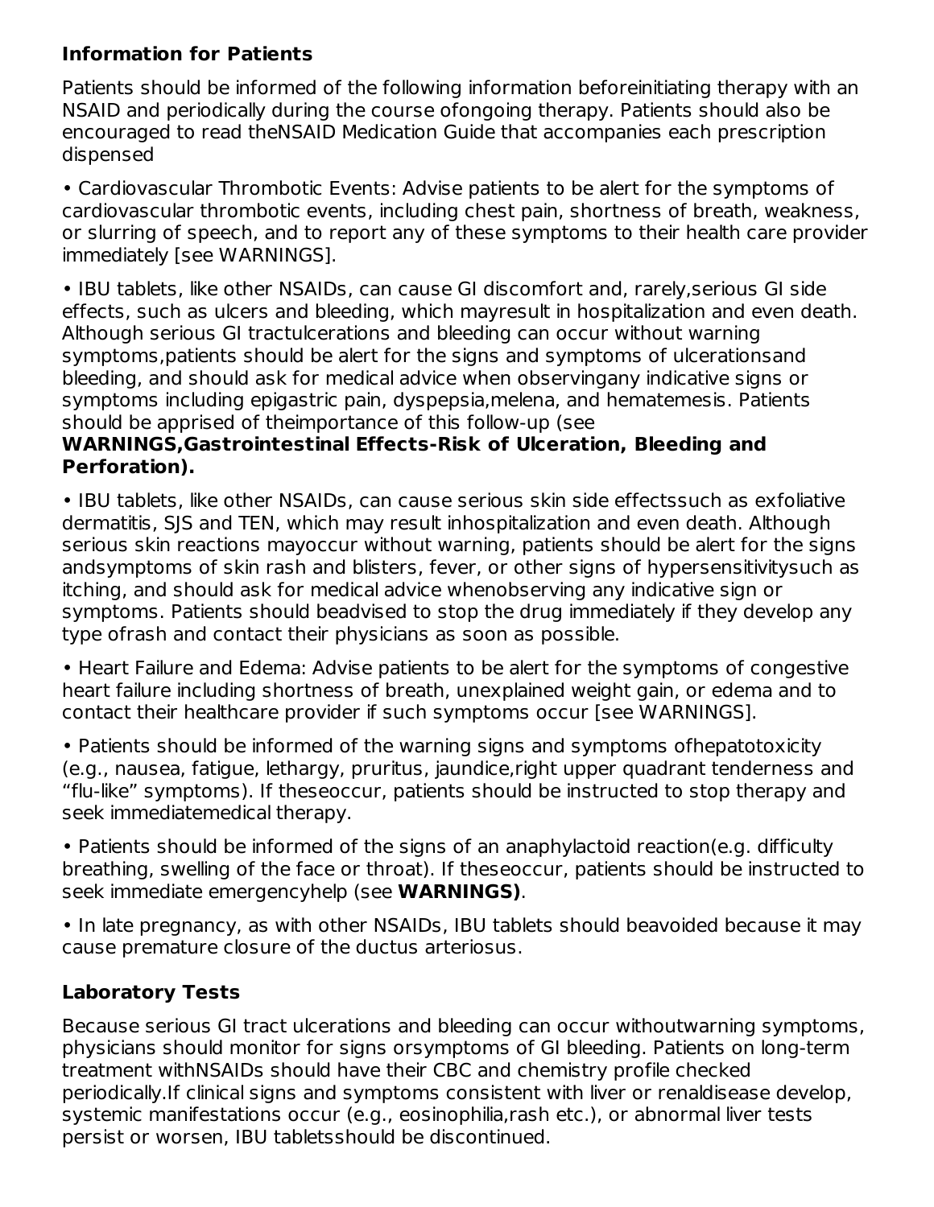**Information for Patients**

Patients should be informed of the following information beforeinitiating therapy with an NSAID and periodically during the course ofongoing therapy. Patients should also be encouraged to read theNSAID Medication Guide that accompanies each prescription dispensed

- Cardiovascular Thrombotic Events: Advise patients to be alert for the symptoms of cardiovascular thrombotic events, including chest pain, shortness of breath, weakness, or slurring of speech, and to report any of these symptoms to their health care provider immediately [see WARNINGS].

- IBU tablets, like other NSAIDs, can cause GI discomfort and, rarely,serious GI side effects, such as ulcers and bleeding, which mayresult in hospitalization and even death. Although serious GI tractulcerations and bleeding can occur without warning symptoms,patients should be alert for the signs and symptoms of ulcerationsand bleeding, and should ask for medical advice when observingany indicative signs or symptoms including epigastric pain, dyspepsia,melena, and hematemesis. Patients should be apprised of theimportance of this follow-up (see **WARNINGS,Gastrointestinal Effects-Risk of Ulceration, Bleeding and Perforation).**

- IBU tablets, like other NSAIDs, can cause serious skin side effectssuch as exfoliative dermatitis, SJS and TEN, which may result inhospitalization and even death. Although serious skin reactions mayoccur without warning, patients should be alert for the signs andsymptoms of skin rash and blisters, fever, or other signs of hypersensitivitysuch as itching, and should ask for medical advice whenobserving any indicative sign or symptoms. Patients should beadvised to stop the drug immediately if they develop any type ofrash and contact their physicians as soon as possible.

- Heart Failure and Edema: Advise patients to be alert for the symptoms of congestive heart failure including shortness of breath, unexplained weight gain, or edema and to contact their healthcare provider if such symptoms occur [see WARNINGS].

- Patients should be informed of the warning signs and symptoms ofhepatotoxicity (e.g., nausea, fatigue, lethargy, pruritus, jaundice,right upper quadrant tenderness and "flu-like" symptoms). If theseoccur, patients should be instructed to stop therapy and seek immediatemedical therapy.

- Patients should be informed of the signs of an anaphylactoid reaction(e.g. difficulty breathing, swelling of the face or throat). If theseoccur, patients should be instructed to seek immediate emergencyhelp (see **WARNINGS)**.

- In late pregnancy, as with other NSAIDs, IBU tablets should beavoided because it may cause premature closure of the ductus arteriosus.

**Laboratory Tests**

Because serious GI tract ulcerations and bleeding can occur withoutwarning symptoms, physicians should monitor for signs orsymptoms of GI bleeding. Patients on long-term treatment withNSAIDs should have their CBC and chemistry profile checked periodically.If clinical signs and symptoms consistent with liver or renaldisease develop, systemic manifestations occur (e.g., eosinophilia,rash etc.), or abnormal liver tests persist or worsen, IBU tabletsshould be discontinued.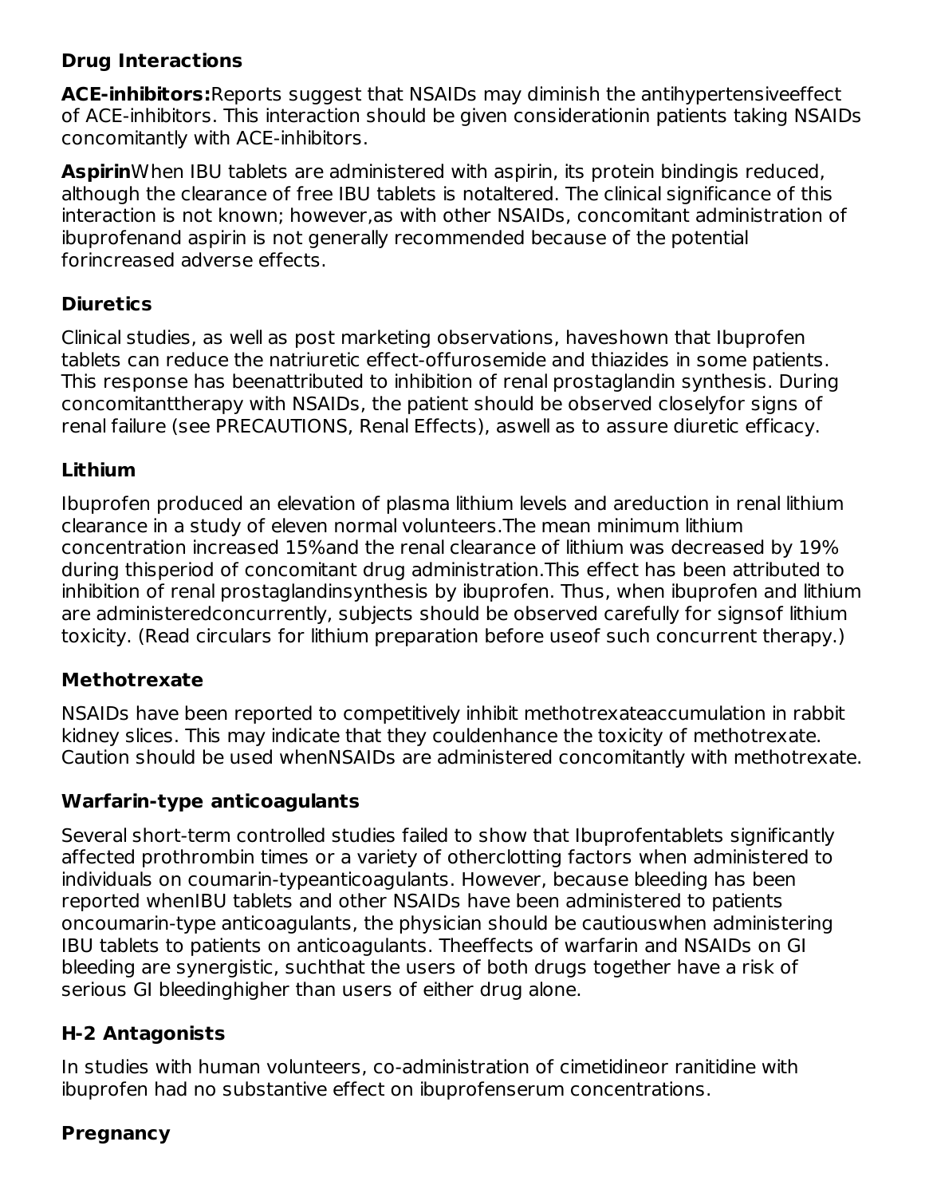**Drug Interactions**

**ACE-inhibitors:**Reports suggest that NSAIDs may diminish the antihypertensiveeffect of ACE-inhibitors. This interaction should be given considerationin patients taking NSAIDs concomitantly with ACE-inhibitors.

**Aspirin**When IBU tablets are administered with aspirin, its protein bindingis reduced, although the clearance of free IBU tablets is notaltered. The clinical significance of this interaction is not known; however,as with other NSAIDs, concomitant administration of ibuprofenand aspirin is not generally recommended because of the potential forincreased adverse effects.

**Diuretics**

Clinical studies, as well as post marketing observations, haveshown that Ibuprofen tablets can reduce the natriuretic effect-offurosemide and thiazides in some patients. This response has beenattributed to inhibition of renal prostaglandin synthesis. During concomitanttherapy with NSAIDs, the patient should be observed closelyfor signs of renal failure (see PRECAUTIONS, Renal Effects), aswell as to assure diuretic efficacy.

**Lithium**

Ibuprofen produced an elevation of plasma lithium levels and areduction in renal lithium clearance in a study of eleven normal volunteers.The mean minimum lithium concentration increased 15%and the renal clearance of lithium was decreased by 19% during thisperiod of concomitant drug administration.This effect has been attributed to inhibition of renal prostaglandinsynthesis by ibuprofen. Thus, when ibuprofen and lithium are administeredconcurrently, subjects should be observed carefully for signsof lithium toxicity. (Read circulars for lithium preparation before useof such concurrent therapy.)

**Methotrexate**

NSAIDs have been reported to competitively inhibit methotrexateaccumulation in rabbit kidney slices. This may indicate that they couldenhance the toxicity of methotrexate. Caution should be used whenNSAIDs are administered concomitantly with methotrexate.

**Warfarin-type anticoagulants**

Several short-term controlled studies failed to show that Ibuprofentablets significantly affected prothrombin times or a variety of otherclotting factors when administered to individuals on coumarin-typeanticoagulants. However, because bleeding has been reported whenIBU tablets and other NSAIDs have been administered to patients oncoumarin-type anticoagulants, the physician should be cautiouswhen administering IBU tablets to patients on anticoagulants. Theeffects of warfarin and NSAIDs on GI bleeding are synergistic, suchthat the users of both drugs together have a risk of serious GI bleedinghigher than users of either drug alone.

**H-2 Antagonists**

In studies with human volunteers, co-administration of cimetidineor ranitidine with ibuprofen had no substantive effect on ibuprofenserum concentrations.

**Pregnancy**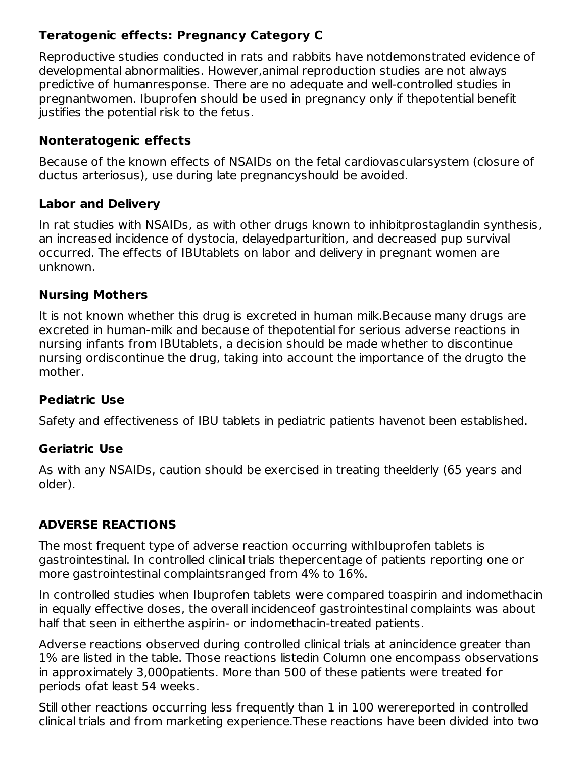### Teratogenic effects: Pregnancy Category C

Reproductive studies conducted in rats and rabbits have notdemonstrated evidence of developmental abnormalities. However,animal reproduction studies are not always predictive of humanresponse. There are no adequate and well-controlled studies in pregnantwomen. Ibuprofen should be used in pregnancy only if thepotential benefit justifies the potential risk to the fetus.

### Nonteratogenic effects

Because of the known effects of NSAIDs on the fetal cardiovascularsystem (closure of ductus arteriosus), use during late pregnancyshould be avoided.

### Labor and Delivery

In rat studies with NSAIDs, as with other drugs known to inhibitprostaglandin synthesis, an increased incidence of dystocia, delayedparturition, and decreased pup survival occurred. The effects of IBUtablets on labor and delivery in pregnant women are unknown.

### Nursing Mothers

It is not known whether this drug is excreted in human milk.Because many drugs are excreted in human-milk and because of thepotential for serious adverse reactions in nursing infants from IBUtablets, a decision should be made whether to discontinue nursing ordiscontinue the drug, taking into account the importance of the drugto the mother.

### Pediatric Use

Safety and effectiveness of IBU tablets in pediatric patients havenot been established.

### Geriatric Use

As with any NSAIDs, caution should be exercised in treating theelderly (65 years and older).

## ADVERSE REACTIONS

The most frequent type of adverse reaction occurring withIbuprofen tablets is gastrointestinal. In controlled clinical trials thepercentage of patients reporting one or more gastrointestinal complaintsranged from 4% to 16%.

In controlled studies when Ibuprofen tablets were compared toaspirin and indomethacin in equally effective doses, the overall incidenceof gastrointestinal complaints was about half that seen in eitherthe aspirin- or indomethacin-treated patients.

Adverse reactions observed during controlled clinical trials at anincidence greater than 1% are listed in the table. Those reactions listedin Column one encompass observations in approximately 3,000patients. More than 500 of these patients were treated for periods ofat least 54 weeks.

Still other reactions occurring less frequently than 1 in 100 werereported in controlled clinical trials and from marketing experience.These reactions have been divided into two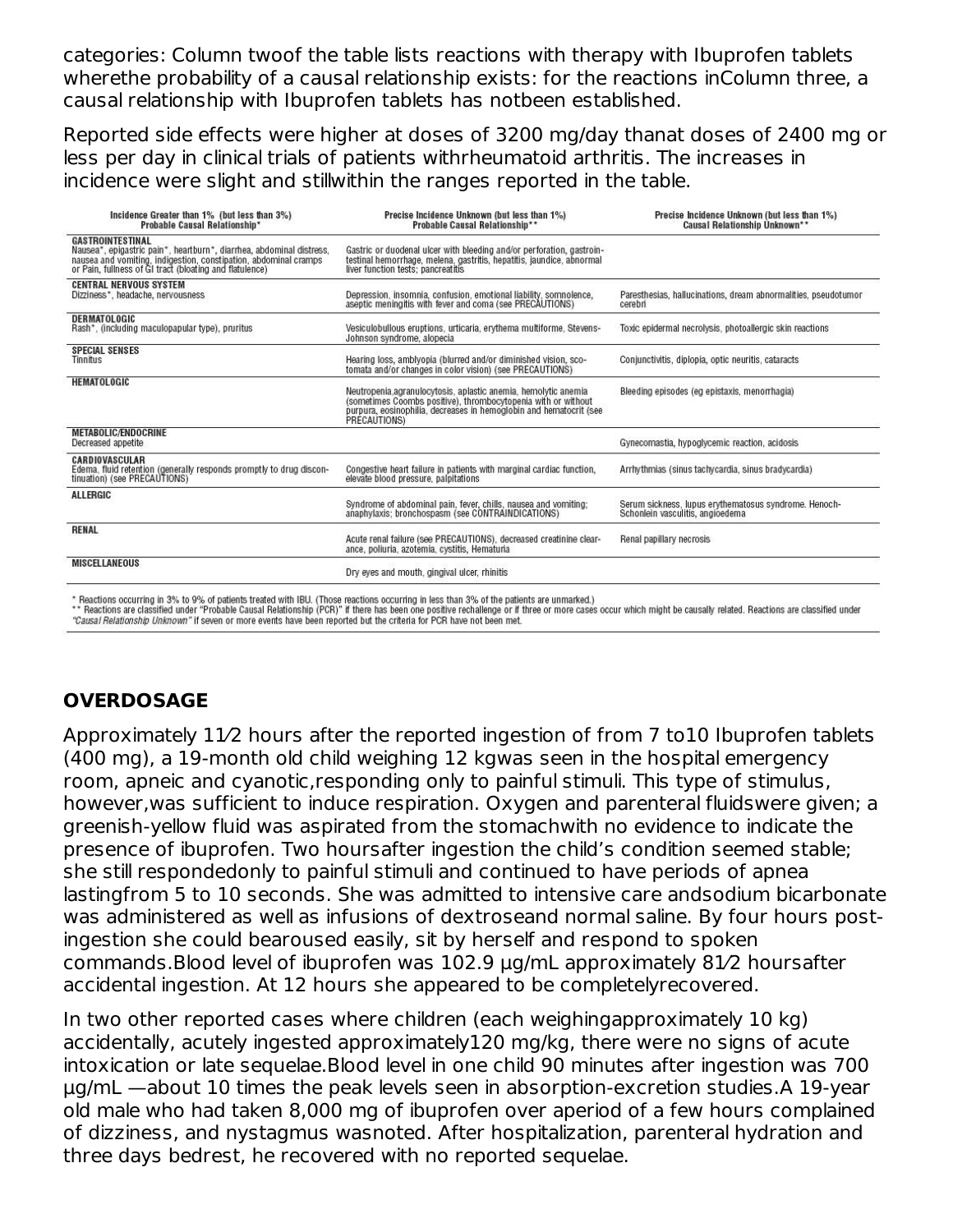categories: Column twoof the table lists reactions with therapy with Ibuprofen tablets wherethe probability of a causal relationship exists: for the reactions inColumn three, a causal relationship with Ibuprofen tablets has notbeen established.

Reported side effects were higher at doses of 3200 mg/day thanat doses of 2400 mg or less per day in clinical trials of patients withrheumatoid arthritis. The increases in incidence were slight and stillwithin the ranges reported in the table.

| Incidence Greater than 1% (but less than 3%) Probable Causal Relationship* | Precise Incidence Unknown (but less than 1%) Probable Causal Relationship** | Precise Incidence Unknown (but less than 1%) Causal Relationship Unknown** |
|---|---|---|
| **GASTROINTESTINAL** Nausea*, epigastric pain*, heartburn*, diarrhea, abdominal distress, nausea and vomiting, indigestion, constipation, abdominal cramps or Pain, fullness of GI tract (bloating and flatulence) | Gastric or duodenal ulcer with bleeding and/or perforation, gastrointestinal hemorrhage, melena, gastritis, hepatitis, jaundice, abnormal liver function tests; pancreatitis | |
| **CENTRAL NERVOUS SYSTEM** Dizziness*, headache, nervousness | Depression, insomnia, confusion, emotional liability, somnolence, aseptic meningitis with fever and coma (see PRECAUTIONS) | Paresthesias, hallucinations, dream abnormalities, pseudotumor cerebri |
| **DERMATOLOGIC** Rash*, (including maculopapular type), pruritus | Vesiculobullous eruptions, urticaria, erythema multiforme, Stevens-Johnson syndrome, alopecia | Toxic epidermal necrolysis, photoallergic skin reactions |
| **SPECIAL SENSES** Tinnitus | Hearing loss, amblyopia (blurred and/or diminished vision, scotomata and/or changes in color vision) (see PRECAUTIONS) | Conjunctivitis, diplopia, optic neuritis, cataracts |
| **HEMATOLOGIC** | Neutropenia,agranulocytosis, aplastic anemia, hemolytic anemia (sometimes Coombs positive), thrombocytopenia with or without purpura, eosinophilia, decreases in hemoglobin and hematocrit (see PRECAUTIONS) | Bleeding episodes (eg epistaxis, menorrhagia) |
| **METABOLIC/ENDOCRINE** Decreased appetite | | Gynecomastia, hypoglycemic reaction, acidosis |
| **CARDIOVASCULAR** Edema, fluid retention (generally responds promptly to drug discontinuation) (see PRECAUTIONS) | Congestive heart failure in patients with marginal cardiac function, elevate blood pressure, palpitations | Arrhythmias (sinus tachycardia, sinus bradycardia) |
| **ALLERGIC** | Syndrome of abdominal pain, fever, chills, nausea and vomiting; anaphylaxis; bronchospasm (see CONTRAINDICATIONS) | Serum sickness, lupus erythematosus syndrome. Henoch-Schonlein vasculitis, angioedema |
| **RENAL** | Acute renal failure (see PRECAUTIONS), decreased creatinine clearance, poliuria, azotemia, cystitis, Hematuria | Renal papillary necrosis |
| **MISCELLANEOUS** | Dry eyes and mouth, gingival ulcer, rhinitis | |

\* Reactions occurring in 3% to 9% of patients treated with IBU. (Those reactions occurring in less than 3% of the patients are unmarked.)
\*\* Reactions are classified under "Probable Causal Relationship (PCR)" if there has been one positive rechallenge or if three or more cases occur which might be causally related. Reactions are classified under *"Causal Relationship Unknown"* if seven or more events have been reported but the criteria for PCR have not been met.

## OVERDOSAGE

Approximately 11⁄2 hours after the reported ingestion of from 7 to10 Ibuprofen tablets (400 mg), a 19-month old child weighing 12 kgwas seen in the hospital emergency room, apneic and cyanotic,responding only to painful stimuli. This type of stimulus, however,was sufficient to induce respiration. Oxygen and parenteral fluidswere given; a greenish-yellow fluid was aspirated from the stomachwith no evidence to indicate the presence of ibuprofen. Two hoursafter ingestion the child's condition seemed stable; she still respondedonly to painful stimuli and continued to have periods of apnea lastingfrom 5 to 10 seconds. She was admitted to intensive care andsodium bicarbonate was administered as well as infusions of dextroseand normal saline. By four hours post-ingestion she could bearoused easily, sit by herself and respond to spoken commands.Blood level of ibuprofen was 102.9 µg/mL approximately 81⁄2 hoursafter accidental ingestion. At 12 hours she appeared to be completelyrecovered.

In two other reported cases where children (each weighingapproximately 10 kg) accidentally, acutely ingested approximately120 mg/kg, there were no signs of acute intoxication or late sequelae.Blood level in one child 90 minutes after ingestion was 700 µg/mL —about 10 times the peak levels seen in absorption-excretion studies.A 19-year old male who had taken 8,000 mg of ibuprofen over aperiod of a few hours complained of dizziness, and nystagmus wasnoted. After hospitalization, parenteral hydration and three days bedrest, he recovered with no reported sequelae.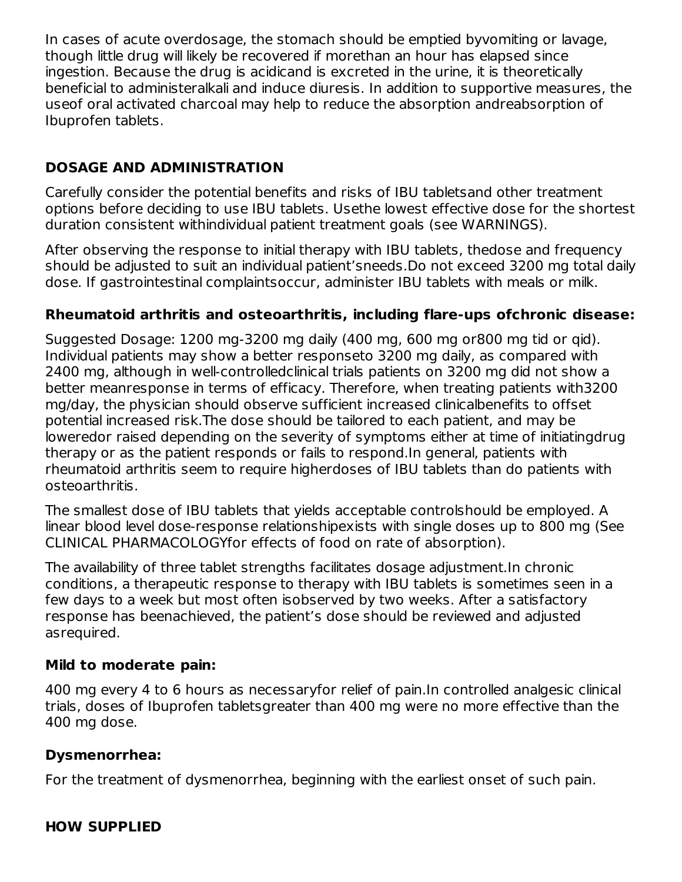In cases of acute overdosage, the stomach should be emptied byvomiting or lavage, though little drug will likely be recovered if morethan an hour has elapsed since ingestion. Because the drug is acidicand is excreted in the urine, it is theoretically beneficial to administeralkali and induce diuresis. In addition to supportive measures, the useof oral activated charcoal may help to reduce the absorption andreabsorption of Ibuprofen tablets.

## DOSAGE AND ADMINISTRATION

Carefully consider the potential benefits and risks of IBU tabletsand other treatment options before deciding to use IBU tablets. Usethe lowest effective dose for the shortest duration consistent withindividual patient treatment goals (see WARNINGS).

After observing the response to initial therapy with IBU tablets, thedose and frequency should be adjusted to suit an individual patient'sneeds.Do not exceed 3200 mg total daily dose. If gastrointestinal complaintsoccur, administer IBU tablets with meals or milk.

### Rheumatoid arthritis and osteoarthritis, including flare-ups ofchronic disease:

Suggested Dosage: 1200 mg-3200 mg daily (400 mg, 600 mg or800 mg tid or qid). Individual patients may show a better responseto 3200 mg daily, as compared with 2400 mg, although in well-controlledclinical trials patients on 3200 mg did not show a better meanresponse in terms of efficacy. Therefore, when treating patients with3200 mg/day, the physician should observe sufficient increased clinicalbenefits to offset potential increased risk.The dose should be tailored to each patient, and may be loweredor raised depending on the severity of symptoms either at time of initiatingdrug therapy or as the patient responds or fails to respond.In general, patients with rheumatoid arthritis seem to require higherdoses of IBU tablets than do patients with osteoarthritis.

The smallest dose of IBU tablets that yields acceptable controlshould be employed. A linear blood level dose-response relationshipexists with single doses up to 800 mg (See CLINICAL PHARMACOLOGYfor effects of food on rate of absorption).

The availability of three tablet strengths facilitates dosage adjustment.In chronic conditions, a therapeutic response to therapy with IBU tablets is sometimes seen in a few days to a week but most often isobserved by two weeks. After a satisfactory response has beenachieved, the patient's dose should be reviewed and adjusted asrequired.

### Mild to moderate pain:

400 mg every 4 to 6 hours as necessaryfor relief of pain.In controlled analgesic clinical trials, doses of Ibuprofen tabletsgreater than 400 mg were no more effective than the 400 mg dose.

### Dysmenorrhea:

For the treatment of dysmenorrhea, beginning with the earliest onset of such pain.

## HOW SUPPLIED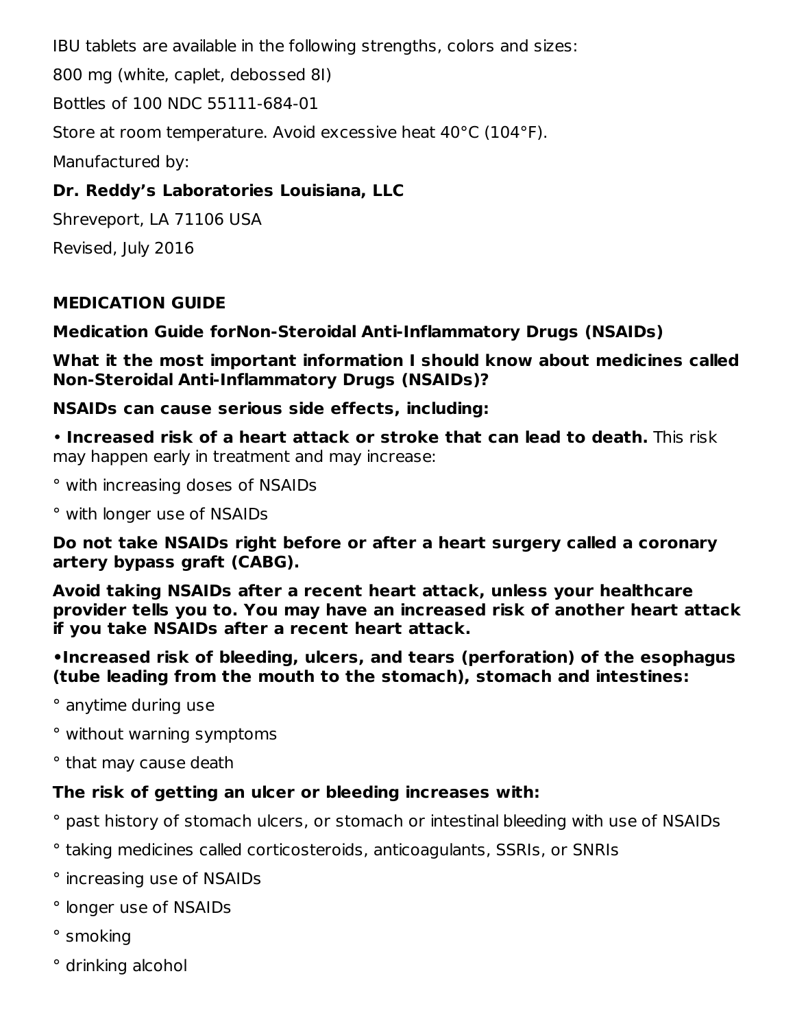IBU tablets are available in the following strengths, colors and sizes:

800 mg (white, caplet, debossed 8I)

Bottles of 100 NDC 55111-684-01

Store at room temperature. Avoid excessive heat 40°C (104°F).

Manufactured by:

**Dr. Reddy's Laboratories Louisiana, LLC**

Shreveport, LA 71106 USA

Revised, July 2016

## MEDICATION GUIDE

**Medication Guide forNon-Steroidal Anti-Inflammatory Drugs (NSAIDs)**

**What it the most important information I should know about medicines called Non-Steroidal Anti-Inflammatory Drugs (NSAIDs)?**

**NSAIDs can cause serious side effects, including:**

• **Increased risk of a heart attack or stroke that can lead to death.** This risk may happen early in treatment and may increase:

° with increasing doses of NSAIDs

° with longer use of NSAIDs

**Do not take NSAIDs right before or after a heart surgery called a coronary artery bypass graft (CABG).**

**Avoid taking NSAIDs after a recent heart attack, unless your healthcare provider tells you to. You may have an increased risk of another heart attack if you take NSAIDs after a recent heart attack.**

**•Increased risk of bleeding, ulcers, and tears (perforation) of the esophagus (tube leading from the mouth to the stomach), stomach and intestines:**

° anytime during use

° without warning symptoms

° that may cause death

**The risk of getting an ulcer or bleeding increases with:**

° past history of stomach ulcers, or stomach or intestinal bleeding with use of NSAIDs

° taking medicines called corticosteroids, anticoagulants, SSRIs, or SNRIs

° increasing use of NSAIDs

° longer use of NSAIDs

° smoking

° drinking alcohol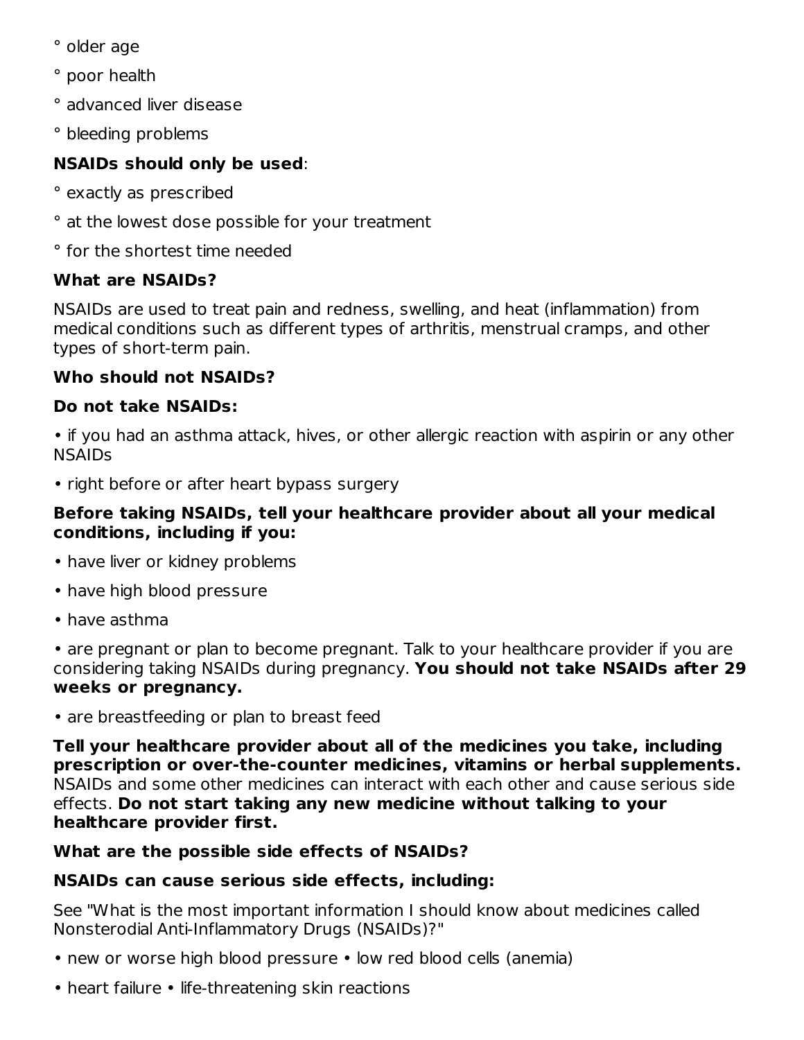° older age

° poor health

° advanced liver disease

° bleeding problems

**NSAIDs should only be used**:

° exactly as prescribed

° at the lowest dose possible for your treatment

° for the shortest time needed

**What are NSAIDs?**

NSAIDs are used to treat pain and redness, swelling, and heat (inflammation) from medical conditions such as different types of arthritis, menstrual cramps, and other types of short-term pain.

**Who should not NSAIDs?**

**Do not take NSAIDs:**

• if you had an asthma attack, hives, or other allergic reaction with aspirin or any other NSAIDs

• right before or after heart bypass surgery

**Before taking NSAIDs, tell your healthcare provider about all your medical conditions, including if you:**

• have liver or kidney problems

• have high blood pressure

• have asthma

• are pregnant or plan to become pregnant. Talk to your healthcare provider if you are considering taking NSAIDs during pregnancy. **You should not take NSAIDs after 29 weeks or pregnancy.**

• are breastfeeding or plan to breast feed

**Tell your healthcare provider about all of the medicines you take, including prescription or over-the-counter medicines, vitamins or herbal supplements.** NSAIDs and some other medicines can interact with each other and cause serious side effects. **Do not start taking any new medicine without talking to your healthcare provider first.**

**What are the possible side effects of NSAIDs?**

**NSAIDs can cause serious side effects, including:**

See "What is the most important information I should know about medicines called Nonsterodial Anti-Inflammatory Drugs (NSAIDs)?"

• new or worse high blood pressure • low red blood cells (anemia)

• heart failure • life-threatening skin reactions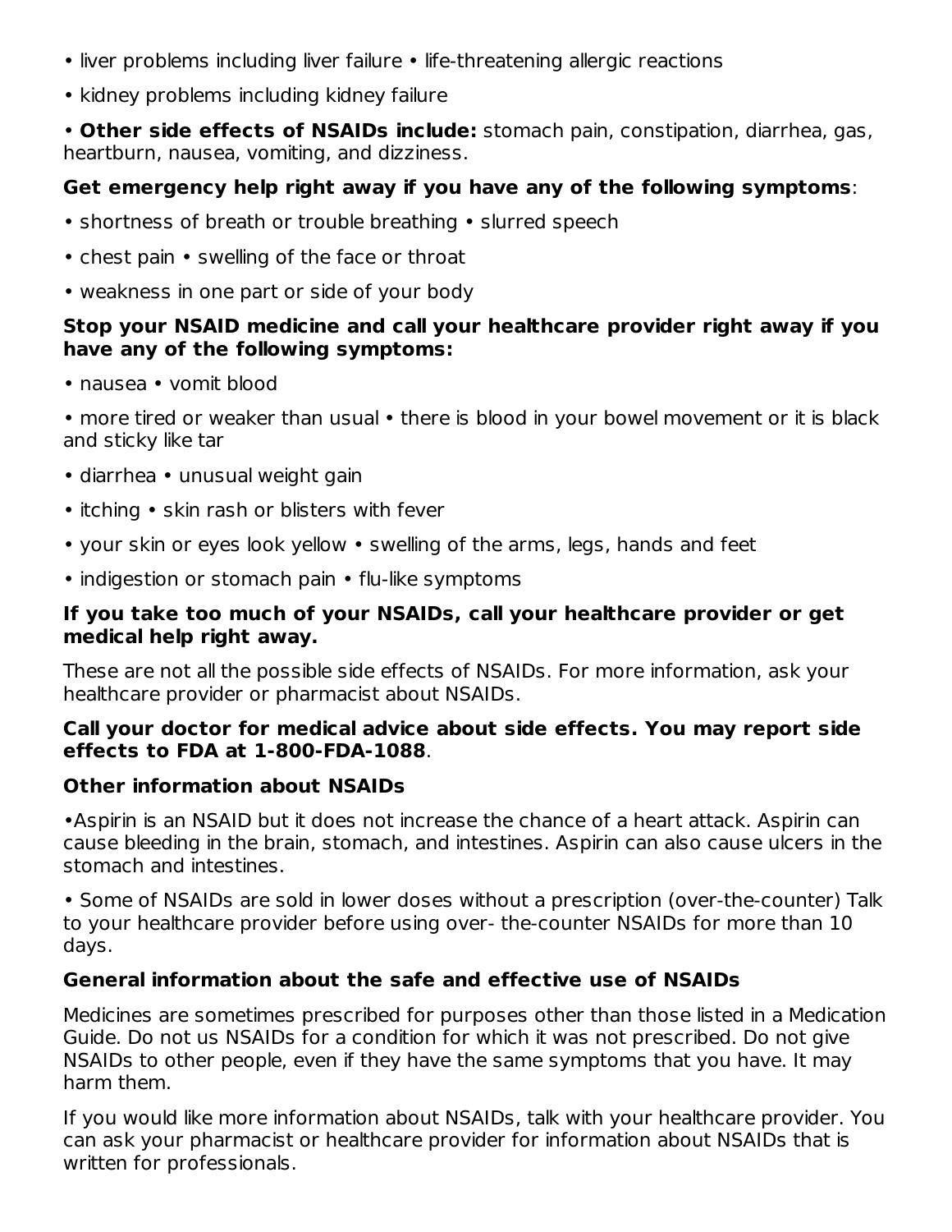- liver problems including liver failure • life-threatening allergic reactions
- kidney problems including kidney failure
- **Other side effects of NSAIDs include:** stomach pain, constipation, diarrhea, gas, heartburn, nausea, vomiting, and dizziness.

**Get emergency help right away if you have any of the following symptoms**:

- shortness of breath or trouble breathing • slurred speech
- chest pain • swelling of the face or throat
- weakness in one part or side of your body

**Stop your NSAID medicine and call your healthcare provider right away if you have any of the following symptoms:**

- nausea • vomit blood
- more tired or weaker than usual • there is blood in your bowel movement or it is black and sticky like tar
- diarrhea • unusual weight gain
- itching • skin rash or blisters with fever
- your skin or eyes look yellow • swelling of the arms, legs, hands and feet
- indigestion or stomach pain • flu-like symptoms

**If you take too much of your NSAIDs, call your healthcare provider or get medical help right away.**

These are not all the possible side effects of NSAIDs. For more information, ask your healthcare provider or pharmacist about NSAIDs.

**Call your doctor for medical advice about side effects. You may report side effects to FDA at 1-800-FDA-1088**.

**Other information about NSAIDs**

- Aspirin is an NSAID but it does not increase the chance of a heart attack. Aspirin can cause bleeding in the brain, stomach, and intestines. Aspirin can also cause ulcers in the stomach and intestines.
- Some of NSAIDs are sold in lower doses without a prescription (over-the-counter) Talk to your healthcare provider before using over- the-counter NSAIDs for more than 10 days.

**General information about the safe and effective use of NSAIDs**

Medicines are sometimes prescribed for purposes other than those listed in a Medication Guide. Do not us NSAIDs for a condition for which it was not prescribed. Do not give NSAIDs to other people, even if they have the same symptoms that you have. It may harm them.

If you would like more information about NSAIDs, talk with your healthcare provider. You can ask your pharmacist or healthcare provider for information about NSAIDs that is written for professionals.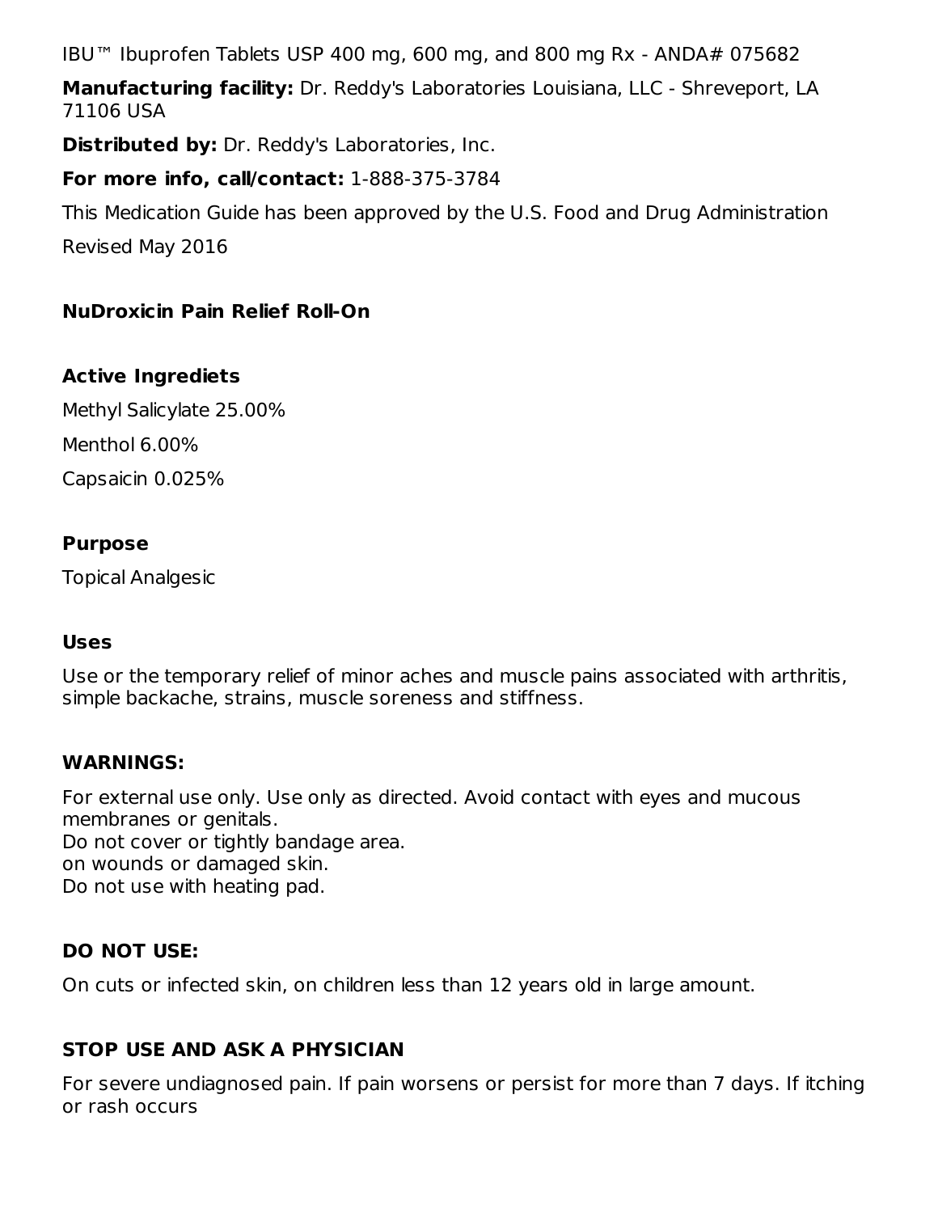IBU™ Ibuprofen Tablets USP 400 mg, 600 mg, and 800 mg Rx - ANDA# 075682

**Manufacturing facility:** Dr. Reddy's Laboratories Louisiana, LLC - Shreveport, LA 71106 USA

**Distributed by:** Dr. Reddy's Laboratories, Inc.

**For more info, call/contact:** 1-888-375-3784

This Medication Guide has been approved by the U.S. Food and Drug Administration

Revised May 2016

## NuDroxicin Pain Relief Roll-On

### Active Ingrediets

Methyl Salicylate 25.00%

Menthol 6.00%

Capsaicin 0.025%

### Purpose

Topical Analgesic

### Uses

Use or the temporary relief of minor aches and muscle pains associated with arthritis, simple backache, strains, muscle soreness and stiffness.

### WARNINGS:

For external use only. Use only as directed. Avoid contact with eyes and mucous membranes or genitals.
Do not cover or tightly bandage area.
on wounds or damaged skin.
Do not use with heating pad.

### DO NOT USE:

On cuts or infected skin, on children less than 12 years old in large amount.

### STOP USE AND ASK A PHYSICIAN

For severe undiagnosed pain. If pain worsens or persist for more than 7 days. If itching or rash occurs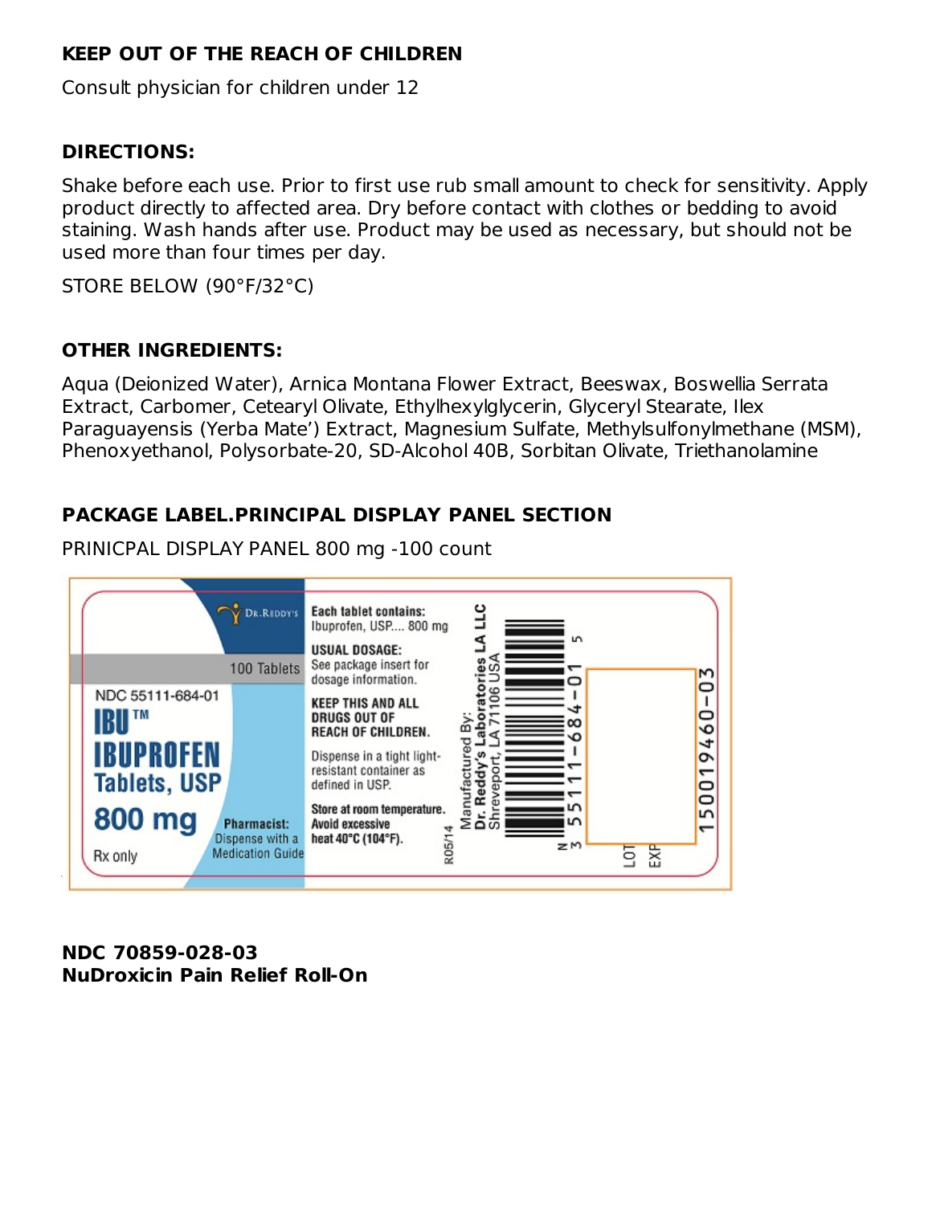**KEEP OUT OF THE REACH OF CHILDREN**

Consult physician for children under 12

**DIRECTIONS:**

Shake before each use. Prior to first use rub small amount to check for sensitivity. Apply product directly to affected area. Dry before contact with clothes or bedding to avoid staining. Wash hands after use. Product may be used as necessary, but should not be used more than four times per day.

STORE BELOW (90°F/32°C)

**OTHER INGREDIENTS:**

Aqua (Deionized Water), Arnica Montana Flower Extract, Beeswax, Boswellia Serrata Extract, Carbomer, Cetearyl Olivate, Ethylhexylglycerin, Glyceryl Stearate, Ilex Paraguayensis (Yerba Mate') Extract, Magnesium Sulfate, Methylsulfonylmethane (MSM), Phenoxyethanol, Polysorbate-20, SD-Alcohol 40B, Sorbitan Olivate, Triethanolamine

**PACKAGE LABEL.PRINCIPAL DISPLAY PANEL SECTION**

PRINICPAL DISPLAY PANEL 800 mg -100 count

DR.REDDY'S

100 Tablets

NDC 55111-684-01

IBU™

IBUPROFEN Tablets, USP

800 mg

Rx only

Pharmacist: Dispense with a Medication Guide

Each tablet contains: Ibuprofen, USP.... 800 mg

USUAL DOSAGE: See package insert for dosage information.

KEEP THIS AND ALL DRUGS OUT OF REACH OF CHILDREN.

Dispense in a tight light-resistant container as defined in USP.

Store at room temperature. Avoid excessive heat 40°C (104°F).

R05/14

Manufactured By: Dr. Reddy's Laboratories LA LLC Shreveport, LA 71106 USA

N 3 55111-684-01 5

LOT

EXP

150019460-03

**NDC 70859-028-03**
**NuDroxicin Pain Relief Roll-On**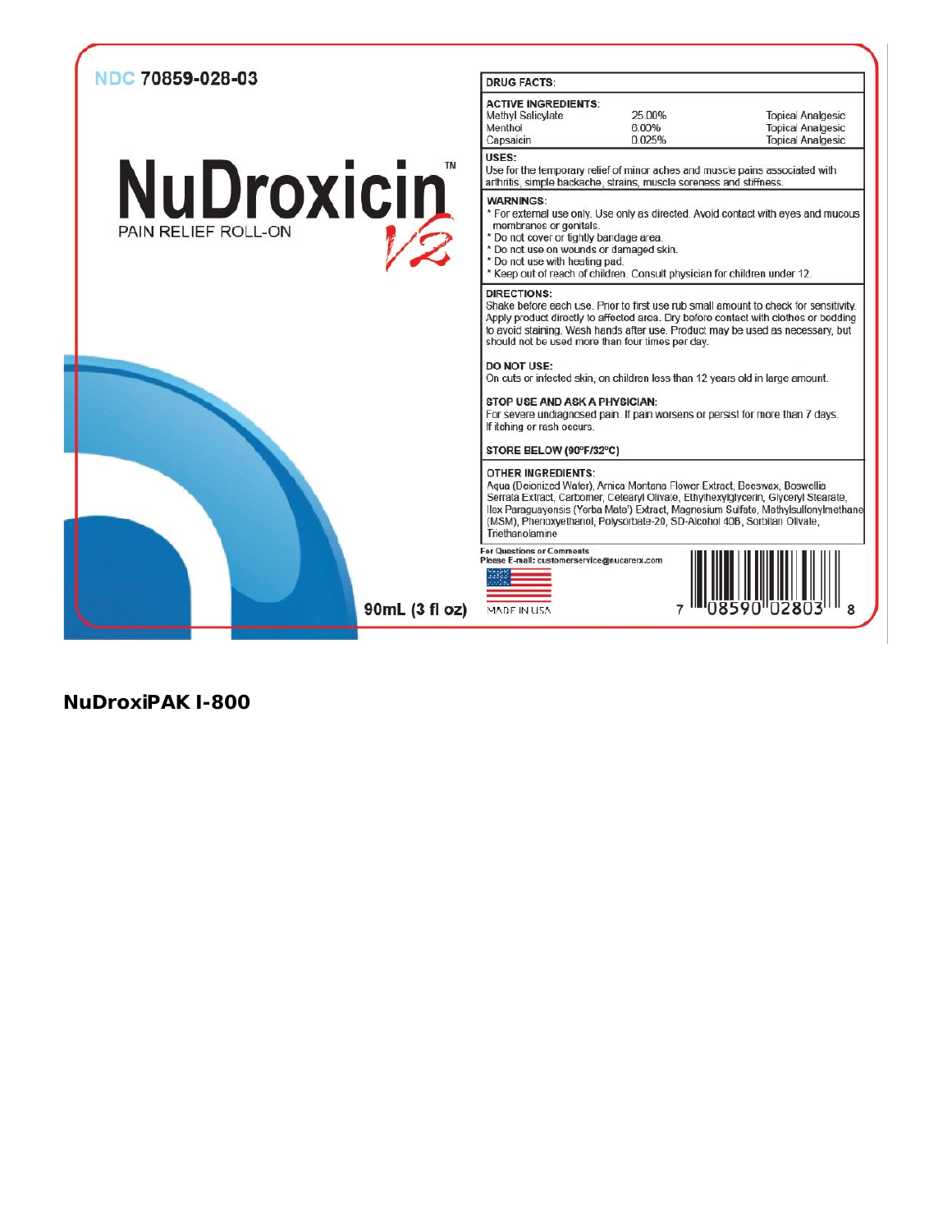NDC 70859-028-03

# NuDroxicin™ V2

PAIN RELIEF ROLL-ON

90mL (3 fl oz)

**DRUG FACTS:**

**ACTIVE INGREDIENTS:**

| Ingredient | Amount | Purpose |
| --- | --- | --- |
| Methyl Salicylate | 25.00% | Topical Analgesic |
| Menthol | 6.00% | Topical Analgesic |
| Capsaicin | 0.025% | Topical Analgesic |

**USES:**
Use for the temporary relief of minor aches and muscle pains associated with arthritis, simple backache, strains, muscle soreness and stiffness.

**WARNINGS:**
* For external use only. Use only as directed. Avoid contact with eyes and mucous membranes or genitals.
* Do not cover or tightly bandage area.
* Do not use on wounds or damaged skin.
* Do not use with heating pad.
* Keep out of reach of children. Consult physician for children under 12.

**DIRECTIONS:**
Shake before each use. Prior to first use rub small amount to check for sensitivity. Apply product directly to affected area. Dry before contact with clothes or bedding to avoid staining. Wash hands after use. Product may be used as necessary, but should not be used more than four times per day.

**DO NOT USE:**
On cuts or infected skin, on children less than 12 years old in large amount.

**STOP USE AND ASK A PHYSICIAN:**
For severe undiagnosed pain. If pain worsens or persist for more than 7 days. If itching or rash occurs.

**STORE BELOW (90ºF/32ºC)**

**OTHER INGREDIENTS:**
Aqua (Deionized Water), Arnica Montana Flower Extract, Beeswax, Boswellia Serrata Extract, Carbomer, Cetearyl Olivate, Ethylhexylglycerin, Glyceryl Stearate, Ilex Paraguayensis (Yerba Mate') Extract, Magnesium Sulfate, Methylsulfonylmethane (MSM), Phenoxyethanol, Polysorbate-20, SD-Alcohol 40B, Sorbitan Olivate, Triethanolamine

**For Questions or Comments**
**Please E-mail: customerservice@nucarerx.com**

MADE IN USA

7 08590 02803 8

## NuDroxiPAK I-800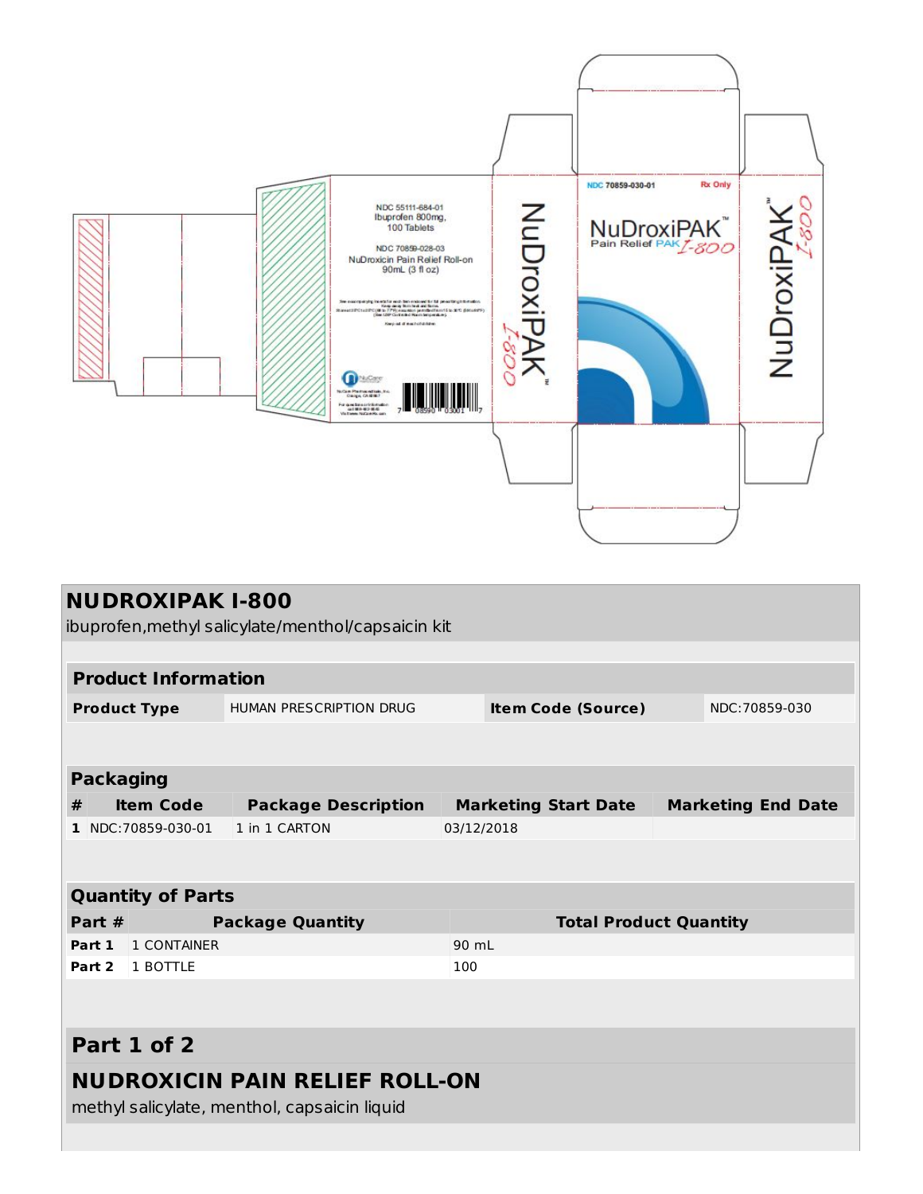NDC 55111-684-01
Ibuprofen 800mg,
100 Tablets

NDC 70859-028-03
NuDroxicin Pain Relief Roll-on
90mL (3 fl oz)

NuDroxiPAK™ I-800

NDC 70859-030-01 Rx Only

NuDroxiPAK™
Pain Relief PAK I-800

NuDroxiPAK™ I-800

# NUDROXIPAK I-800

ibuprofen,methyl salicylate/menthol/capsaicin kit

| Product Information | | | |
|---|---|---|---|
| Product Type | HUMAN PRESCRIPTION DRUG | Item Code (Source) | NDC:70859-030 |

| Packaging | | | | |
|---|---|---|---|---|
| # | Item Code | Package Description | Marketing Start Date | Marketing End Date |
| 1 | NDC:70859-030-01 | 1 in 1 CARTON | 03/12/2018 | |

| Quantity of Parts | | |
|---|---|---|
| Part # | Package Quantity | Total Product Quantity |
| Part 1 | 1 CONTAINER | 90 mL |
| Part 2 | 1 BOTTLE | 100 |

## Part 1 of 2

### NUDROXICIN PAIN RELIEF ROLL-ON

methyl salicylate, menthol, capsaicin liquid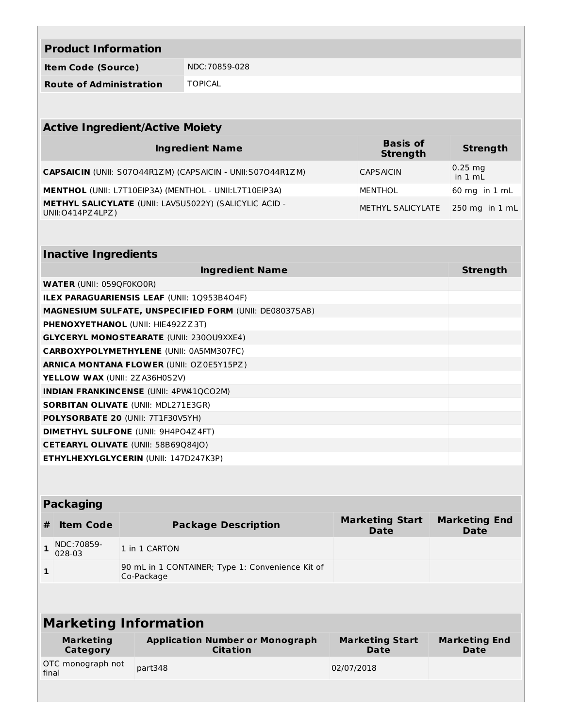| Product Information | |
|---|---|
| **Item Code (Source)** | NDC:70859-028 |
| **Route of Administration** | TOPICAL |

| Active Ingredient/Active Moiety | | |
|---|---|---|
| **Ingredient Name** | **Basis of Strength** | **Strength** |
| **CAPSAICIN** (UNII: S07O44R1ZM) (CAPSAICIN - UNII:S07O44R1ZM) | CAPSAICIN | 0.25 mg in 1 mL |
| **MENTHOL** (UNII: L7T10EIP3A) (MENTHOL - UNII:L7T10EIP3A) | MENTHOL | 60 mg in 1 mL |
| **METHYL SALICYLATE** (UNII: LAV5U5022Y) (SALICYLIC ACID - UNII:O414PZ4LPZ) | METHYL SALICYLATE | 250 mg in 1 mL |

| Inactive Ingredients | |
|---|---|
| **Ingredient Name** | **Strength** |
| **WATER** (UNII: 059QF0KO0R) | |
| **ILEX PARAGUARIENSIS LEAF** (UNII: 1Q953B4O4F) | |
| **MAGNESIUM SULFATE, UNSPECIFIED FORM** (UNII: DE08037SAB) | |
| **PHENOXYETHANOL** (UNII: HIE492ZZ3T) | |
| **GLYCERYL MONOSTEARATE** (UNII: 230OU9XXE4) | |
| **CARBOXYPOLYMETHYLENE** (UNII: 0A5MM307FC) | |
| **ARNICA MONTANA FLOWER** (UNII: OZ0E5Y15PZ) | |
| **YELLOW WAX** (UNII: 2ZA36H0S2V) | |
| **INDIAN FRANKINCENSE** (UNII: 4PW41QCO2M) | |
| **SORBITAN OLIVATE** (UNII: MDL271E3GR) | |
| **POLYSORBATE 20** (UNII: 7T1F30V5YH) | |
| **DIMETHYL SULFONE** (UNII: 9H4PO4Z4FT) | |
| **CETEARYL OLIVATE** (UNII: 58B69Q84JO) | |
| **ETHYLHEXYLGLYCERIN** (UNII: 147D247K3P) | |

| Packaging | | | | |
|---|---|---|---|---|
| **#** | **Item Code** | **Package Description** | **Marketing Start Date** | **Marketing End Date** |
| 1 | NDC:70859-028-03 | 1 in 1 CARTON | | |
| 1 | | 90 mL in 1 CONTAINER; Type 1: Convenience Kit of Co-Package | | |

| Marketing Information | | | |
|---|---|---|---|
| **Marketing Category** | **Application Number or Monograph Citation** | **Marketing Start Date** | **Marketing End Date** |
| OTC monograph not final | part348 | 02/07/2018 | |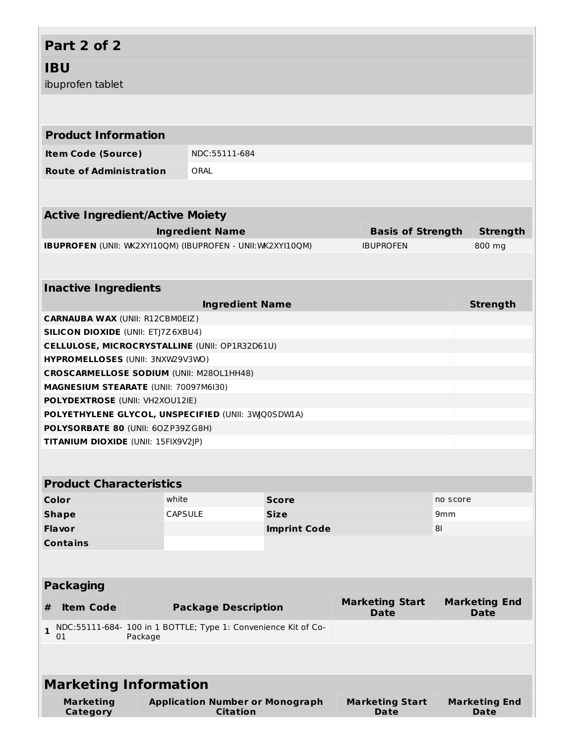## Part 2 of 2

## IBU

ibuprofen tablet

| Product Information | |
|---|---|
| **Item Code (Source)** | NDC:55111-684 |
| **Route of Administration** | ORAL |

| Active Ingredient/Active Moiety | | |
|---|---|---|
| **Ingredient Name** | **Basis of Strength** | **Strength** |
| **IBUPROFEN** (UNII: WK2XYI10QM) (IBUPROFEN - UNII:WK2XYI10QM) | IBUPROFEN | 800 mg |

| Inactive Ingredients | |
|---|---|
| **Ingredient Name** | **Strength** |
| **CARNAUBA WAX** (UNII: R12CBM0EIZ) | |
| **SILICON DIOXIDE** (UNII: ETJ7Z6XBU4) | |
| **CELLULOSE, MICROCRYSTALLINE** (UNII: OP1R32D61U) | |
| **HYPROMELLOSES** (UNII: 3NXW29V3WO) | |
| **CROSCARMELLOSE SODIUM** (UNII: M28OL1HH48) | |
| **MAGNESIUM STEARATE** (UNII: 70097M6I30) | |
| **POLYDEXTROSE** (UNII: VH2XOU12IE) | |
| **POLYETHYLENE GLYCOL, UNSPECIFIED** (UNII: 3WQ0SDW1A) | |
| **POLYSORBATE 80** (UNII: 6OZP39ZG8H) | |
| **TITANIUM DIOXIDE** (UNII: 15FIX9V2JP) | |

| Product Characteristics | | | |
|---|---|---|---|
| **Color** | white | **Score** | no score |
| **Shape** | CAPSULE | **Size** | 9mm |
| **Flavor** | | **Imprint Code** | 8I |
| **Contains** | | | |

| Packaging | | | | |
|---|---|---|---|---|
| **#** | **Item Code** | **Package Description** | **Marketing Start Date** | **Marketing End Date** |
| **1** | NDC:55111-684-01 | 100 in 1 BOTTLE; Type 1: Convenience Kit of Co-Package | | |

| Marketing Information | | | |
|---|---|---|---|
| **Marketing Category** | **Application Number or Monograph Citation** | **Marketing Start Date** | **Marketing End Date** |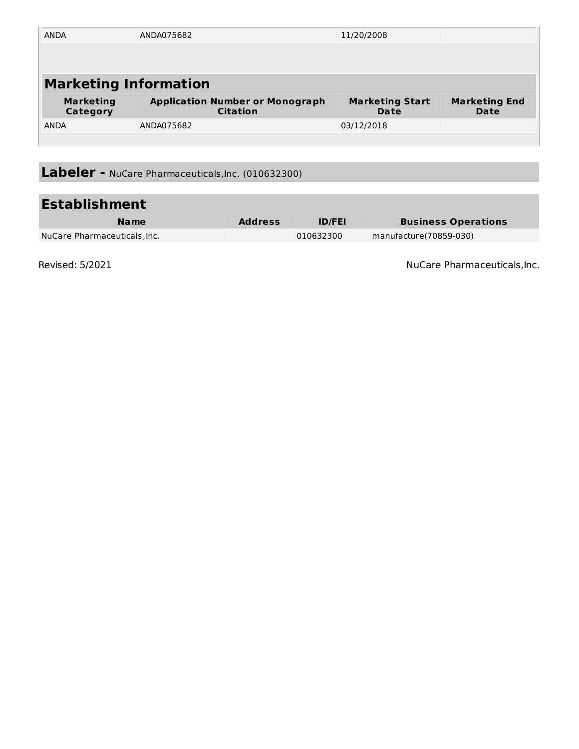| | | | |
|---|---|---|---|
| ANDA | ANDA075682 | 11/20/2008 | |

## Marketing Information

| Marketing Category | Application Number or Monograph Citation | Marketing Start Date | Marketing End Date |
|---|---|---|---|
| ANDA | ANDA075682 | 03/12/2018 | |

## Labeler - NuCare Pharmaceuticals,Inc. (010632300)

## Establishment

| Name | Address | ID/FEI | Business Operations |
|---|---|---|---|
| NuCare Pharmaceuticals,Inc. | | 010632300 | manufacture(70859-030) |

Revised: 5/2021

NuCare Pharmaceuticals,Inc.